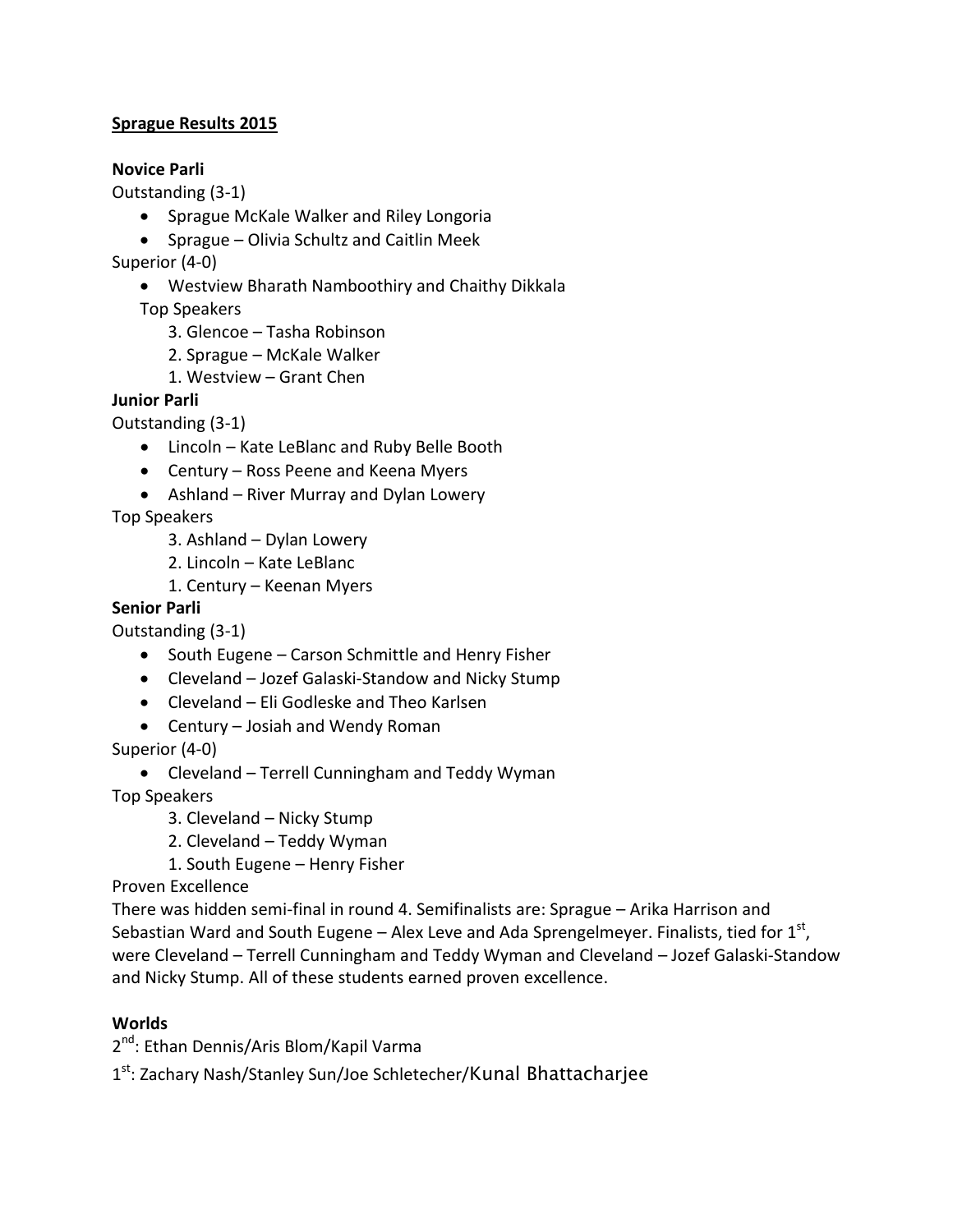**Sprague Results 2015**

**Novice Parli**

Outstanding (3-1)

- Sprague McKale Walker and Riley Longoria
- Sprague – Olivia Schultz and Caitlin Meek

Superior (4-0)

- Westview Bharath Namboothiry and Chaithy Dikkala

Top Speakers

3. Glencoe – Tasha Robinson
2. Sprague – McKale Walker
1. Westview – Grant Chen

**Junior Parli**

Outstanding (3-1)

- Lincoln – Kate LeBlanc and Ruby Belle Booth
- Century – Ross Peene and Keena Myers
- Ashland – River Murray and Dylan Lowery

Top Speakers

3. Ashland – Dylan Lowery
2. Lincoln – Kate LeBlanc
1. Century – Keenan Myers

**Senior Parli**

Outstanding (3-1)

- South Eugene – Carson Schmittle and Henry Fisher
- Cleveland – Jozef Galaski-Standow and Nicky Stump
- Cleveland – Eli Godleske and Theo Karlsen
- Century – Josiah and Wendy Roman

Superior (4-0)

- Cleveland – Terrell Cunningham and Teddy Wyman

Top Speakers

3. Cleveland – Nicky Stump
2. Cleveland – Teddy Wyman
1. South Eugene – Henry Fisher

Proven Excellence

There was hidden semi-final in round 4. Semifinalists are: Sprague – Arika Harrison and Sebastian Ward and South Eugene – Alex Leve and Ada Sprengelmeyer. Finalists, tied for 1st, were Cleveland – Terrell Cunningham and Teddy Wyman and Cleveland – Jozef Galaski-Standow and Nicky Stump. All of these students earned proven excellence.

**Worlds**

2nd: Ethan Dennis/Aris Blom/Kapil Varma

1st: Zachary Nash/Stanley Sun/Joe Schletecher/Kunal Bhattacharjee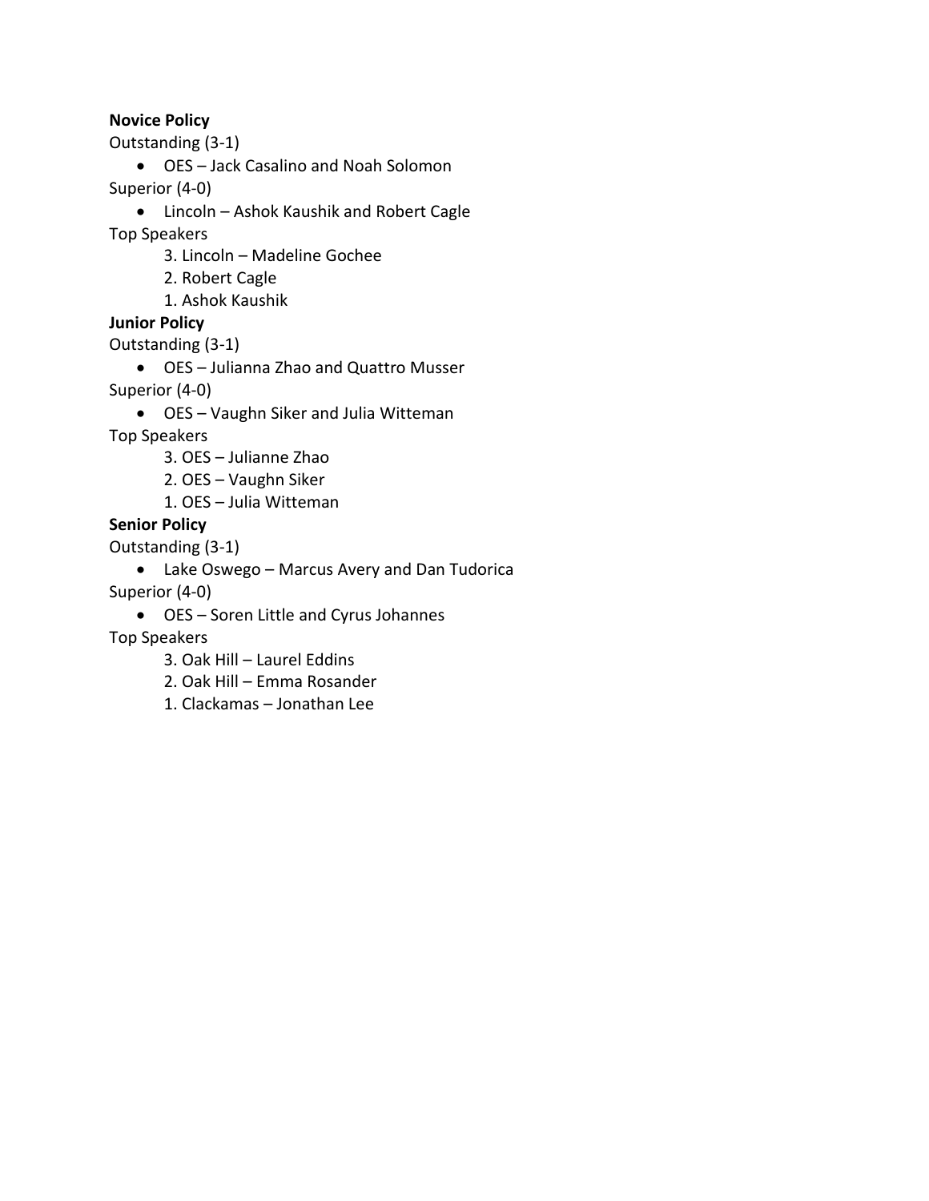**Novice Policy**

Outstanding (3-1)

- OES – Jack Casalino and Noah Solomon

Superior (4-0)

- Lincoln – Ashok Kaushik and Robert Cagle

Top Speakers

3. Lincoln – Madeline Gochee
2. Robert Cagle
1. Ashok Kaushik

**Junior Policy**

Outstanding (3-1)

- OES – Julianna Zhao and Quattro Musser

Superior (4-0)

- OES – Vaughn Siker and Julia Witteman

Top Speakers

3. OES – Julianne Zhao
2. OES – Vaughn Siker
1. OES – Julia Witteman

**Senior Policy**

Outstanding (3-1)

- Lake Oswego – Marcus Avery and Dan Tudorica

Superior (4-0)

- OES – Soren Little and Cyrus Johannes

Top Speakers

3. Oak Hill – Laurel Eddins
2. Oak Hill – Emma Rosander
1. Clackamas – Jonathan Lee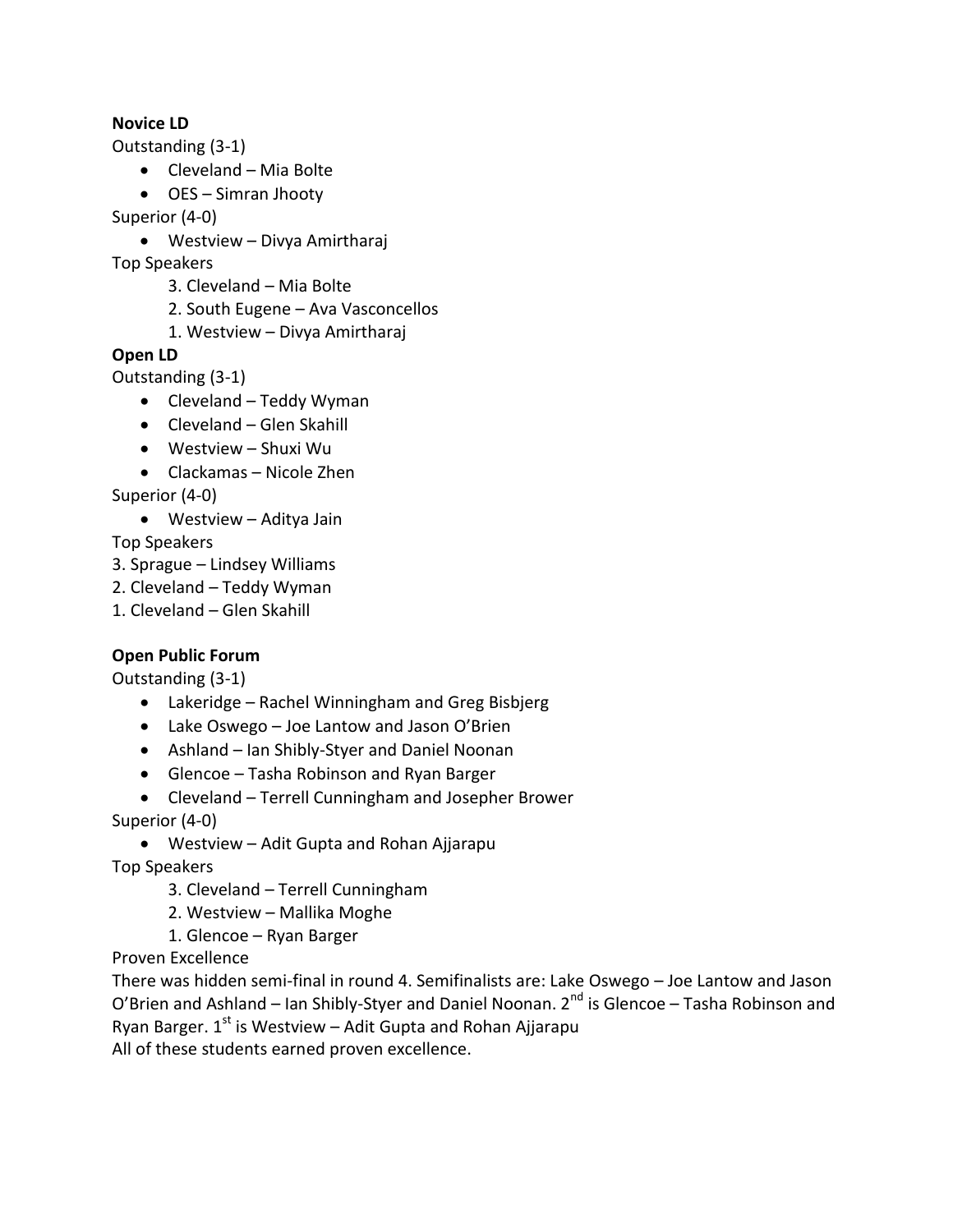**Novice LD**

Outstanding (3-1)

- Cleveland – Mia Bolte
- OES – Simran Jhooty

Superior (4-0)

- Westview – Divya Amirtharaj

Top Speakers

3. Cleveland – Mia Bolte
2. South Eugene – Ava Vasconcellos
1. Westview – Divya Amirtharaj

**Open LD**

Outstanding (3-1)

- Cleveland – Teddy Wyman
- Cleveland – Glen Skahill
- Westview – Shuxi Wu
- Clackamas – Nicole Zhen

Superior (4-0)

- Westview – Aditya Jain

Top Speakers

3. Sprague – Lindsey Williams
2. Cleveland – Teddy Wyman
1. Cleveland – Glen Skahill

**Open Public Forum**

Outstanding (3-1)

- Lakeridge – Rachel Winningham and Greg Bisbjerg
- Lake Oswego – Joe Lantow and Jason O'Brien
- Ashland – Ian Shibly-Styer and Daniel Noonan
- Glencoe – Tasha Robinson and Ryan Barger
- Cleveland – Terrell Cunningham and Josepher Brower

Superior (4-0)

- Westview – Adit Gupta and Rohan Ajjarapu

Top Speakers

3. Cleveland – Terrell Cunningham
2. Westview – Mallika Moghe
1. Glencoe – Ryan Barger

Proven Excellence

There was hidden semi-final in round 4. Semifinalists are: Lake Oswego – Joe Lantow and Jason O'Brien and Ashland – Ian Shibly-Styer and Daniel Noonan. 2nd is Glencoe – Tasha Robinson and Ryan Barger. 1st is Westview – Adit Gupta and Rohan Ajjarapu

All of these students earned proven excellence.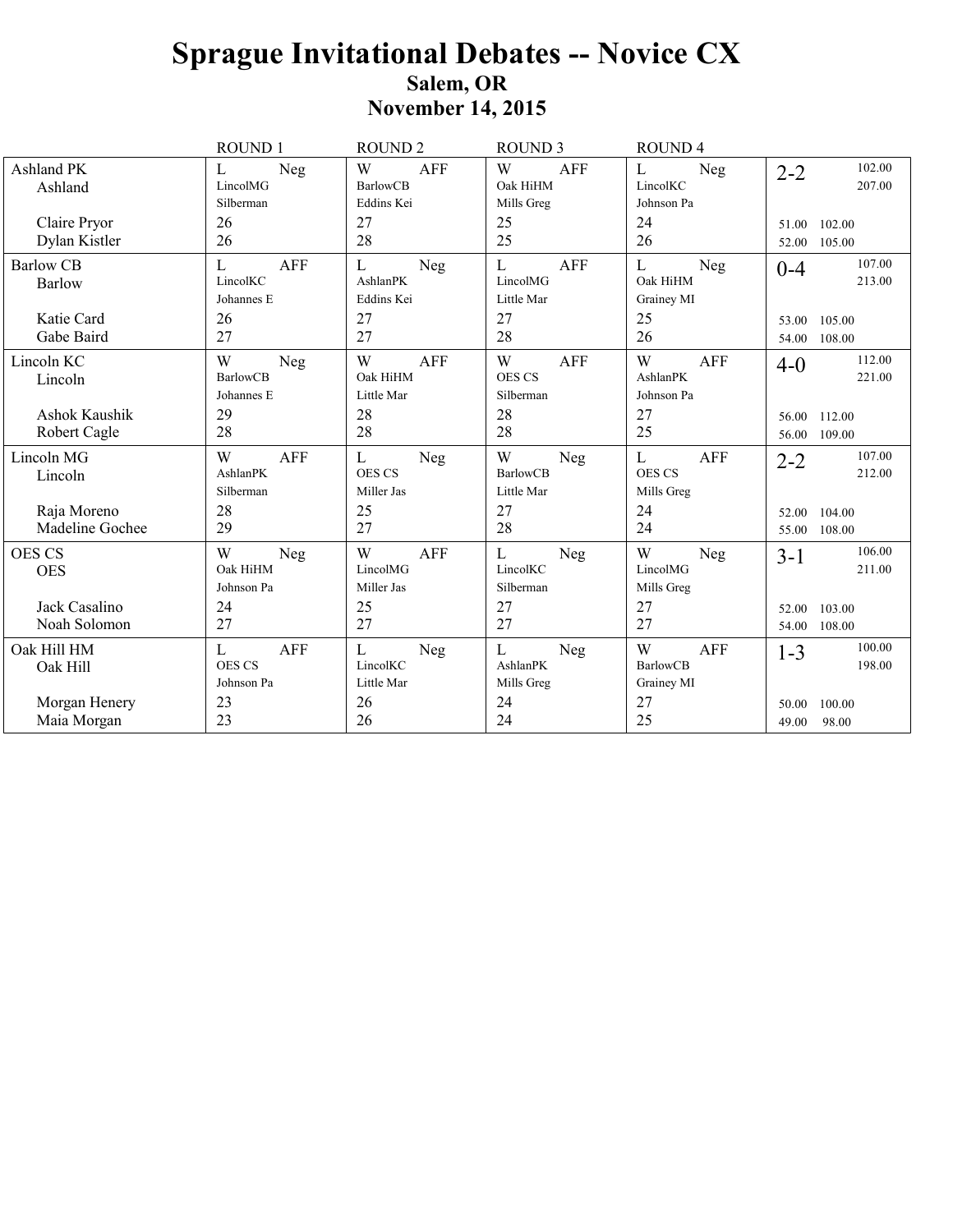# Sprague Invitational Debates -- Novice CX

## Salem, OR

## November 14, 2015

| | ROUND 1 | ROUND 2 | ROUND 3 | ROUND 4 | |
|---|---|---|---|---|---|
| Ashland PK<br>Ashland | L Neg<br>LincolMG<br>Silberman | W AFF<br>BarlowCB<br>Eddins Kei | W AFF<br>Oak HiHM<br>Mills Greg | L Neg<br>LincolKC<br>Johnson Pa | 2-2 102.00<br>207.00 |
| Claire Pryor | 26 | 27 | 25 | 24 | 51.00 102.00 |
| Dylan Kistler | 26 | 28 | 25 | 26 | 52.00 105.00 |
| Barlow CB<br>Barlow | L AFF<br>LincolKC<br>Johannes E | L Neg<br>AshlanPK<br>Eddins Kei | L AFF<br>LincolMG<br>Little Mar | L Neg<br>Oak HiHM<br>Grainey MI | 0-4 107.00<br>213.00 |
| Katie Card | 26 | 27 | 27 | 25 | 53.00 105.00 |
| Gabe Baird | 27 | 27 | 28 | 26 | 54.00 108.00 |
| Lincoln KC<br>Lincoln | W Neg<br>BarlowCB<br>Johannes E | W AFF<br>Oak HiHM<br>Little Mar | W AFF<br>OES CS<br>Silberman | W AFF<br>AshlanPK<br>Johnson Pa | 4-0 112.00<br>221.00 |
| Ashok Kaushik | 29 | 28 | 28 | 27 | 56.00 112.00 |
| Robert Cagle | 28 | 28 | 28 | 25 | 56.00 109.00 |
| Lincoln MG<br>Lincoln | W AFF<br>AshlanPK<br>Silberman | L Neg<br>OES CS<br>Miller Jas | W Neg<br>BarlowCB<br>Little Mar | L AFF<br>OES CS<br>Mills Greg | 2-2 107.00<br>212.00 |
| Raja Moreno | 28 | 25 | 27 | 24 | 52.00 104.00 |
| Madeline Gochee | 29 | 27 | 28 | 24 | 55.00 108.00 |
| OES CS<br>OES | W Neg<br>Oak HiHM<br>Johnson Pa | W AFF<br>LincolMG<br>Miller Jas | L Neg<br>LincolKC<br>Silberman | W Neg<br>LincolMG<br>Mills Greg | 3-1 106.00<br>211.00 |
| Jack Casalino | 24 | 25 | 27 | 27 | 52.00 103.00 |
| Noah Solomon | 27 | 27 | 27 | 27 | 54.00 108.00 |
| Oak Hill HM<br>Oak Hill | L AFF<br>OES CS<br>Johnson Pa | L Neg<br>LincolKC<br>Little Mar | L Neg<br>AshlanPK<br>Mills Greg | W AFF<br>BarlowCB<br>Grainey MI | 1-3 100.00<br>198.00 |
| Morgan Henery | 23 | 26 | 24 | 27 | 50.00 100.00 |
| Maia Morgan | 23 | 26 | 24 | 25 | 49.00 98.00 |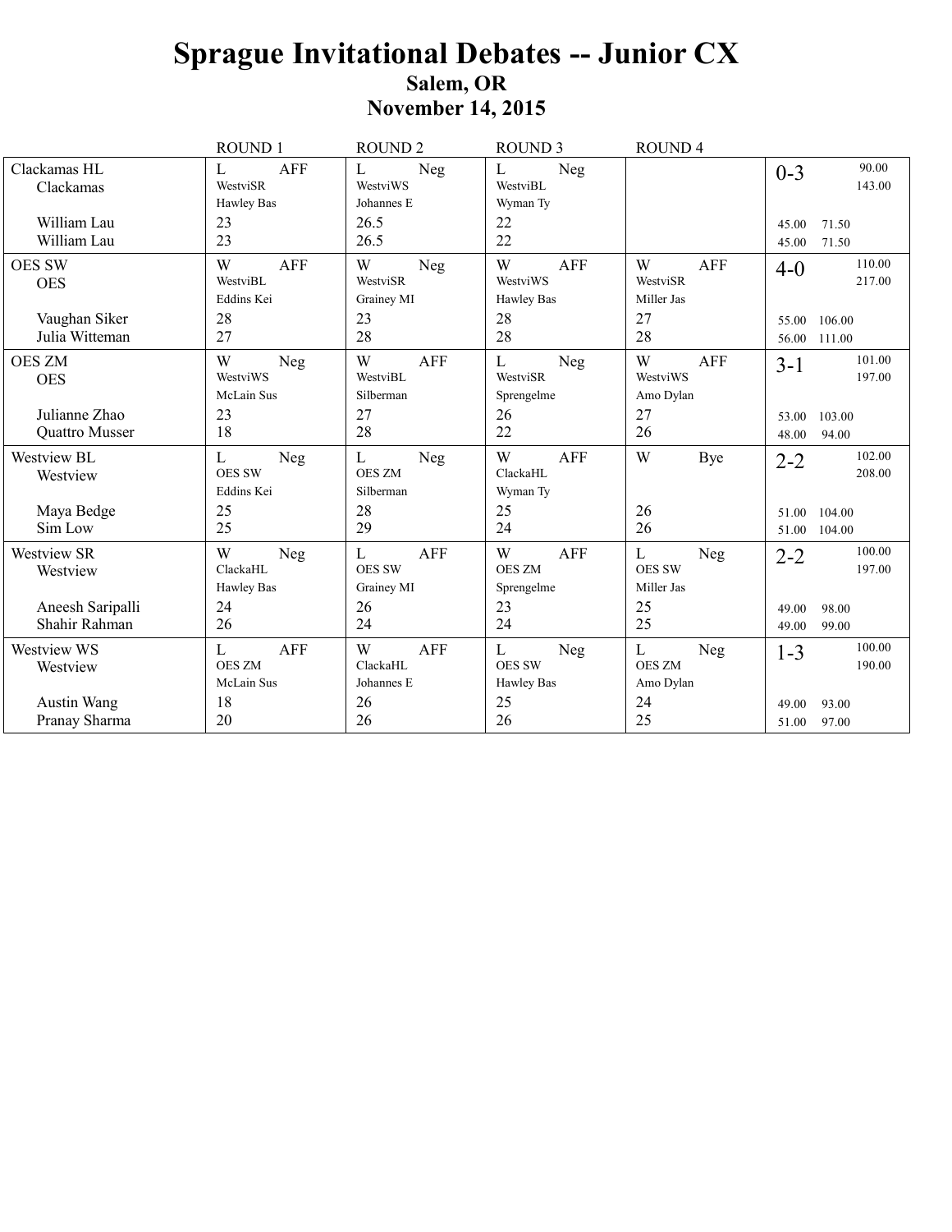# Sprague Invitational Debates -- Junior CX

## Salem, OR

## November 14, 2015

| Team | ROUND 1 | ROUND 2 | ROUND 3 | ROUND 4 | Record / Totals |
|---|---|---|---|---|---|
| Clackamas HL<br>Clackamas | L AFF<br>WestviSR<br>Hawley Bas | L Neg<br>WestviWS<br>Johannes E | L Neg<br>WestviBL<br>Wyman Ty | | 0-3<br>90.00<br>143.00 |
| William Lau | 23 | 26.5 | 22 | | 45.00 71.50 |
| William Lau | 23 | 26.5 | 22 | | 45.00 71.50 |
| OES SW<br>OES | W AFF<br>WestviBL<br>Eddins Kei | W Neg<br>WestviSR<br>Grainey MI | W AFF<br>WestviWS<br>Hawley Bas | W AFF<br>WestviSR<br>Miller Jas | 4-0<br>110.00<br>217.00 |
| Vaughan Siker | 28 | 23 | 28 | 27 | 55.00 106.00 |
| Julia Witteman | 27 | 28 | 28 | 28 | 56.00 111.00 |
| OES ZM<br>OES | W Neg<br>WestviWS<br>McLain Sus | W AFF<br>WestviBL<br>Silberman | L Neg<br>WestviSR<br>Sprengelme | W AFF<br>WestviWS<br>Amo Dylan | 3-1<br>101.00<br>197.00 |
| Julianne Zhao | 23 | 27 | 26 | 27 | 53.00 103.00 |
| Quattro Musser | 18 | 28 | 22 | 26 | 48.00 94.00 |
| Westview BL<br>Westview | L Neg<br>OES SW<br>Eddins Kei | L Neg<br>OES ZM<br>Silberman | W AFF<br>ClackaHL<br>Wyman Ty | W Bye | 2-2<br>102.00<br>208.00 |
| Maya Bedge | 25 | 28 | 25 | 26 | 51.00 104.00 |
| Sim Low | 25 | 29 | 24 | 26 | 51.00 104.00 |
| Westview SR<br>Westview | W Neg<br>ClackaHL<br>Hawley Bas | L AFF<br>OES SW<br>Grainey MI | W AFF<br>OES ZM<br>Sprengelme | L Neg<br>OES SW<br>Miller Jas | 2-2<br>100.00<br>197.00 |
| Aneesh Saripalli | 24 | 26 | 23 | 25 | 49.00 98.00 |
| Shahir Rahman | 26 | 24 | 24 | 25 | 49.00 99.00 |
| Westview WS<br>Westview | L AFF<br>OES ZM<br>McLain Sus | W AFF<br>ClackaHL<br>Johannes E | L Neg<br>OES SW<br>Hawley Bas | L Neg<br>OES ZM<br>Amo Dylan | 1-3<br>100.00<br>190.00 |
| Austin Wang | 18 | 26 | 25 | 24 | 49.00 93.00 |
| Pranay Sharma | 20 | 26 | 26 | 25 | 51.00 97.00 |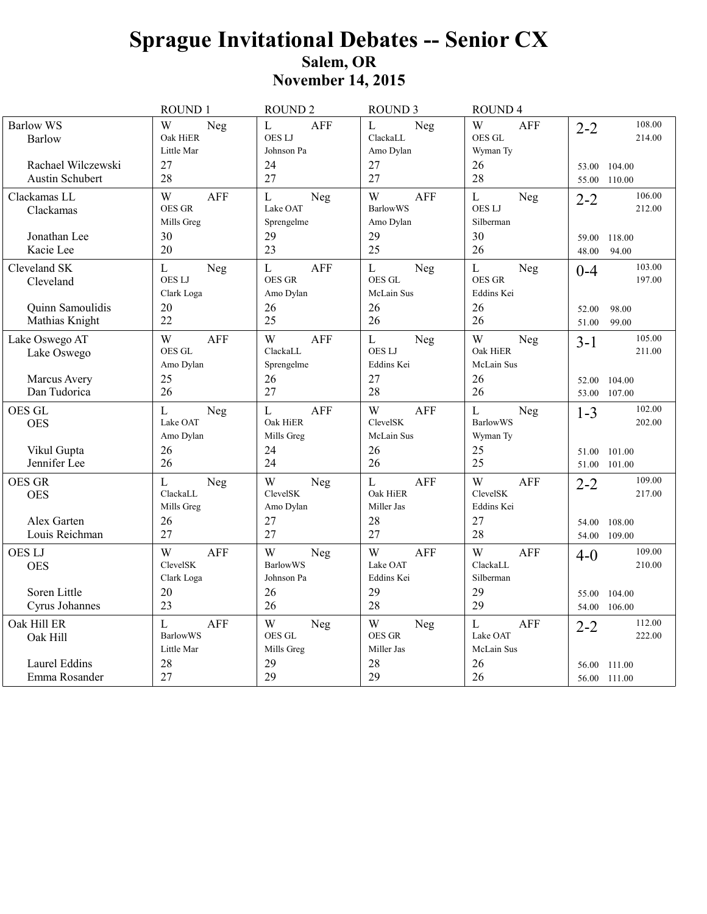# Sprague Invitational Debates -- Senior CX

## Salem, OR

## November 14, 2015

| Team | ROUND 1 | ROUND 2 | ROUND 3 | ROUND 4 | Record / Points |
|---|---|---|---|---|---|
| Barlow WS<br>Barlow<br><br>Rachael Wilczewski<br>Austin Schubert | W Neg<br>Oak HiER<br>Little Mar<br>27<br>28 | L AFF<br>OES LJ<br>Johnson Pa<br>24<br>27 | L Neg<br>ClackaLL<br>Amo Dylan<br>27<br>27 | W AFF<br>OES GL<br>Wyman Ty<br>26<br>28 | 2-2 108.00 214.00<br><br>53.00 104.00<br>55.00 110.00 |
| Clackamas LL<br>Clackamas<br><br>Jonathan Lee<br>Kacie Lee | W AFF<br>OES GR<br>Mills Greg<br>30<br>20 | L Neg<br>Lake OAT<br>Sprengelme<br>29<br>23 | W AFF<br>BarlowWS<br>Amo Dylan<br>29<br>25 | L Neg<br>OES LJ<br>Silberman<br>30<br>26 | 2-2 106.00 212.00<br><br>59.00 118.00<br>48.00 94.00 |
| Cleveland SK<br>Cleveland<br><br>Quinn Samoulidis<br>Mathias Knight | L Neg<br>OES LJ<br>Clark Loga<br>20<br>22 | L AFF<br>OES GR<br>Amo Dylan<br>26<br>25 | L Neg<br>OES GL<br>McLain Sus<br>26<br>26 | L Neg<br>OES GR<br>Eddins Kei<br>26<br>26 | 0-4 103.00 197.00<br><br>52.00 98.00<br>51.00 99.00 |
| Lake Oswego AT<br>Lake Oswego<br><br>Marcus Avery<br>Dan Tudorica | W AFF<br>OES GL<br>Amo Dylan<br>25<br>26 | W AFF<br>ClackaLL<br>Sprengelme<br>26<br>27 | L Neg<br>OES LJ<br>Eddins Kei<br>27<br>28 | W Neg<br>Oak HiER<br>McLain Sus<br>26<br>26 | 3-1 105.00 211.00<br><br>52.00 104.00<br>53.00 107.00 |
| OES GL<br>OES<br><br>Vikul Gupta<br>Jennifer Lee | L Neg<br>Lake OAT<br>Amo Dylan<br>26<br>26 | L AFF<br>Oak HiER<br>Mills Greg<br>24<br>24 | W AFF<br>ClevelSK<br>McLain Sus<br>26<br>26 | L Neg<br>BarlowWS<br>Wyman Ty<br>25<br>25 | 1-3 102.00 202.00<br><br>51.00 101.00<br>51.00 101.00 |
| OES GR<br>OES<br><br>Alex Garten<br>Louis Reichman | L Neg<br>ClackaLL<br>Mills Greg<br>26<br>27 | W Neg<br>ClevelSK<br>Amo Dylan<br>27<br>27 | L AFF<br>Oak HiER<br>Miller Jas<br>28<br>27 | W AFF<br>ClevelSK<br>Eddins Kei<br>27<br>28 | 2-2 109.00 217.00<br><br>54.00 108.00<br>54.00 109.00 |
| OES LJ<br>OES<br><br>Soren Little<br>Cyrus Johannes | W AFF<br>ClevelSK<br>Clark Loga<br>20<br>23 | W Neg<br>BarlowWS<br>Johnson Pa<br>26<br>26 | W AFF<br>Lake OAT<br>Eddins Kei<br>29<br>28 | W AFF<br>ClackaLL<br>Silberman<br>29<br>29 | 4-0 109.00 210.00<br><br>55.00 104.00<br>54.00 106.00 |
| Oak Hill ER<br>Oak Hill<br><br>Laurel Eddins<br>Emma Rosander | L AFF<br>BarlowWS<br>Little Mar<br>28<br>27 | W Neg<br>OES GL<br>Mills Greg<br>29<br>29 | W Neg<br>OES GR<br>Miller Jas<br>28<br>29 | L AFF<br>Lake OAT<br>McLain Sus<br>26<br>26 | 2-2 112.00 222.00<br><br>56.00 111.00<br>56.00 111.00 |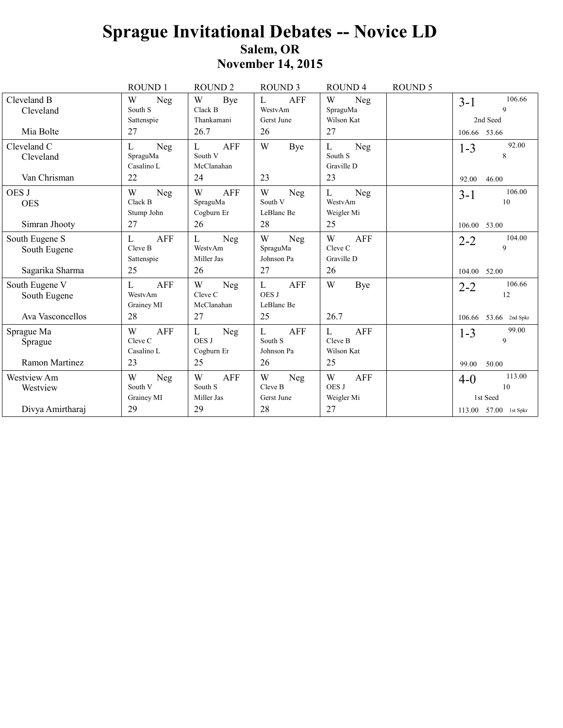# Sprague Invitational Debates -- Novice LD

## Salem, OR

## November 14, 2015

| | ROUND 1 | ROUND 2 | ROUND 3 | ROUND 4 | ROUND 5 | |
|---|---|---|---|---|---|---|
| Cleveland B<br>Cleveland<br><br>Mia Bolte | W Neg<br>South S<br>Sattenspie<br>27 | W Bye<br>Clack B<br>Thankamani<br>26.7 | L AFF<br>WestvAm<br>Gerst June<br>26 | W Neg<br>SpraguMa<br>Wilson Kat<br>27 | | 3-1 106.66<br>9<br>2nd Seed<br>106.66 53.66 |
| Cleveland C<br>Cleveland<br><br>Van Chrisman | L Neg<br>SpraguMa<br>Casalino L<br>22 | L AFF<br>South V<br>McClanahan<br>24 | W Bye<br><br><br>23 | L Neg<br>South S<br>Graville D<br>23 | | 1-3 92.00<br>8<br><br>92.00 46.00 |
| OES J<br>OES<br><br>Simran Jhooty | W Neg<br>Clack B<br>Stump John<br>27 | W AFF<br>SpraguMa<br>Cogburn Er<br>26 | W Neg<br>South V<br>LeBlanc Be<br>28 | L Neg<br>WestvAm<br>Weigler Mi<br>25 | | 3-1 106.00<br>10<br><br>106.00 53.00 |
| South Eugene S<br>South Eugene<br><br>Sagarika Sharma | L AFF<br>Cleve B<br>Sattenspie<br>25 | L Neg<br>WestvAm<br>Miller Jas<br>26 | W Neg<br>SpraguMa<br>Johnson Pa<br>27 | W AFF<br>Cleve C<br>Graville D<br>26 | | 2-2 104.00<br>9<br><br>104.00 52.00 |
| South Eugene V<br>South Eugene<br><br>Ava Vasconcellos | L AFF<br>WestvAm<br>Grainey MI<br>28 | W Neg<br>Cleve C<br>McClanahan<br>27 | L AFF<br>OES J<br>LeBlanc Be<br>25 | W Bye<br><br><br>26.7 | | 2-2 106.66<br>12<br><br>106.66 53.66 2nd Spkr |
| Sprague Ma<br>Sprague<br><br>Ramon Martinez | W AFF<br>Cleve C<br>Casalino L<br>23 | L Neg<br>OES J<br>Cogburn Er<br>25 | L AFF<br>South S<br>Johnson Pa<br>26 | L AFF<br>Cleve B<br>Wilson Kat<br>25 | | 1-3 99.00<br>9<br><br>99.00 50.00 |
| Westview Am<br>Westview<br><br>Divya Amirtharaj | W Neg<br>South V<br>Grainey MI<br>29 | W AFF<br>South S<br>Miller Jas<br>29 | W Neg<br>Cleve B<br>Gerst June<br>28 | W AFF<br>OES J<br>Weigler Mi<br>27 | | 4-0 113.00<br>10<br>1st Seed<br>113.00 57.00 1st Spkr |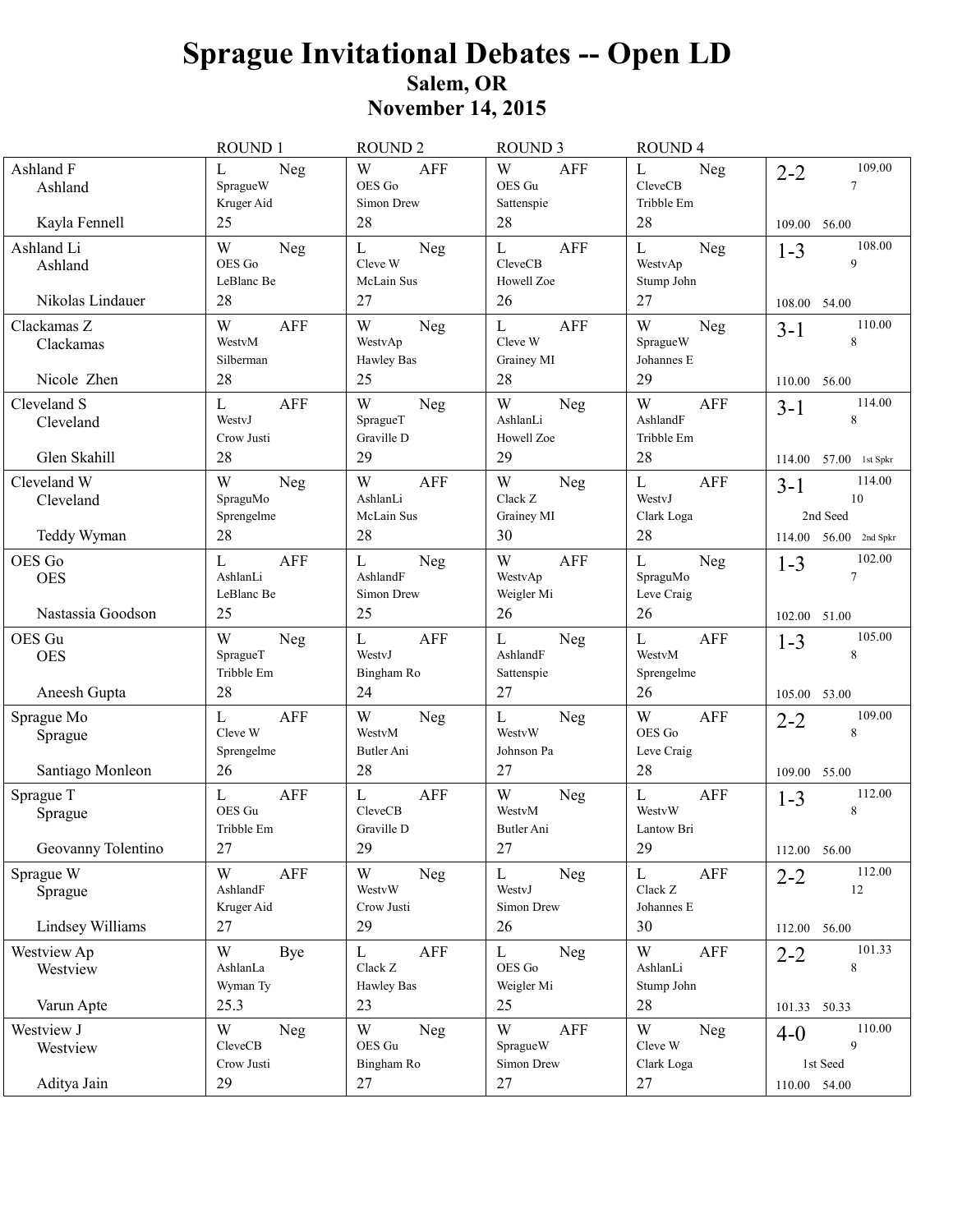# Sprague Invitational Debates -- Open LD

## Salem, OR

## November 14, 2015

| | ROUND 1 | ROUND 2 | ROUND 3 | ROUND 4 | |
|---|---|---|---|---|---|
| Ashland F<br>Ashland<br><br>Kayla Fennell | L Neg<br>SpragueW<br>Kruger Aid<br>25 | W AFF<br>OES Go<br>Simon Drew<br>28 | W AFF<br>OES Gu<br>Sattenspie<br>28 | L Neg<br>CleveCB<br>Tribble Em<br>28 | 2-2 109.00<br>7<br><br>109.00 56.00 |
| Ashland Li<br>Ashland<br><br>Nikolas Lindauer | W Neg<br>OES Go<br>LeBlanc Be<br>28 | L Neg<br>Cleve W<br>McLain Sus<br>27 | L AFF<br>CleveCB<br>Howell Zoe<br>26 | L Neg<br>WestvAp<br>Stump John<br>27 | 1-3 108.00<br>9<br><br>108.00 54.00 |
| Clackamas Z<br>Clackamas<br><br>Nicole Zhen | W AFF<br>WestvM<br>Silberman<br>28 | W Neg<br>WestvAp<br>Hawley Bas<br>25 | L AFF<br>Cleve W<br>Grainey MI<br>28 | W Neg<br>SpragueW<br>Johannes E<br>29 | 3-1 110.00<br>8<br><br>110.00 56.00 |
| Cleveland S<br>Cleveland<br><br>Glen Skahill | L AFF<br>WestvJ<br>Crow Justi<br>28 | W Neg<br>SpragueT<br>Graville D<br>29 | W Neg<br>AshlanLi<br>Howell Zoe<br>29 | W AFF<br>AshlandF<br>Tribble Em<br>28 | 3-1 114.00<br>8<br><br>114.00 57.00 1st Spkr |
| Cleveland W<br>Cleveland<br><br>Teddy Wyman | W Neg<br>SpraguMo<br>Sprengelme<br>28 | W AFF<br>AshlanLi<br>McLain Sus<br>28 | W Neg<br>Clack Z<br>Grainey MI<br>30 | L AFF<br>WestvJ<br>Clark Loga<br>28 | 3-1 114.00<br>10<br>2nd Seed<br>114.00 56.00 2nd Spkr |
| OES Go<br>OES<br><br>Nastassia Goodson | L AFF<br>AshlanLi<br>LeBlanc Be<br>25 | L Neg<br>AshlandF<br>Simon Drew<br>25 | W AFF<br>WestvAp<br>Weigler Mi<br>26 | L Neg<br>SpraguMo<br>Leve Craig<br>26 | 1-3 102.00<br>7<br><br>102.00 51.00 |
| OES Gu<br>OES<br><br>Aneesh Gupta | W Neg<br>SpragueT<br>Tribble Em<br>28 | L AFF<br>WestvJ<br>Bingham Ro<br>24 | L Neg<br>AshlandF<br>Sattenspie<br>27 | L AFF<br>WestvM<br>Sprengelme<br>26 | 1-3 105.00<br>8<br><br>105.00 53.00 |
| Sprague Mo<br>Sprague<br><br>Santiago Monleon | L AFF<br>Cleve W<br>Sprengelme<br>26 | W Neg<br>WestvM<br>Butler Ani<br>28 | L Neg<br>WestvW<br>Johnson Pa<br>27 | W AFF<br>OES Go<br>Leve Craig<br>28 | 2-2 109.00<br>8<br><br>109.00 55.00 |
| Sprague T<br>Sprague<br><br>Geovanny Tolentino | L AFF<br>OES Gu<br>Tribble Em<br>27 | L AFF<br>CleveCB<br>Graville D<br>29 | W Neg<br>WestvM<br>Butler Ani<br>27 | L AFF<br>WestvW<br>Lantow Bri<br>29 | 1-3 112.00<br>8<br><br>112.00 56.00 |
| Sprague W<br>Sprague<br><br>Lindsey Williams | W AFF<br>AshlandF<br>Kruger Aid<br>27 | W Neg<br>WestvW<br>Crow Justi<br>29 | L Neg<br>WestvJ<br>Simon Drew<br>26 | L AFF<br>Clack Z<br>Johannes E<br>30 | 2-2 112.00<br>12<br><br>112.00 56.00 |
| Westview Ap<br>Westview<br><br>Varun Apte | W Bye<br>AshlanLa<br>Wyman Ty<br>25.3 | L AFF<br>Clack Z<br>Hawley Bas<br>23 | L Neg<br>OES Go<br>Weigler Mi<br>25 | W AFF<br>AshlanLi<br>Stump John<br>28 | 2-2 101.33<br>8<br><br>101.33 50.33 |
| Westview J<br>Westview<br><br>Aditya Jain | W Neg<br>CleveCB<br>Crow Justi<br>29 | W Neg<br>OES Gu<br>Bingham Ro<br>27 | W AFF<br>SpragueW<br>Simon Drew<br>27 | W Neg<br>Cleve W<br>Clark Loga<br>27 | 4-0 110.00<br>9<br>1st Seed<br>110.00 54.00 |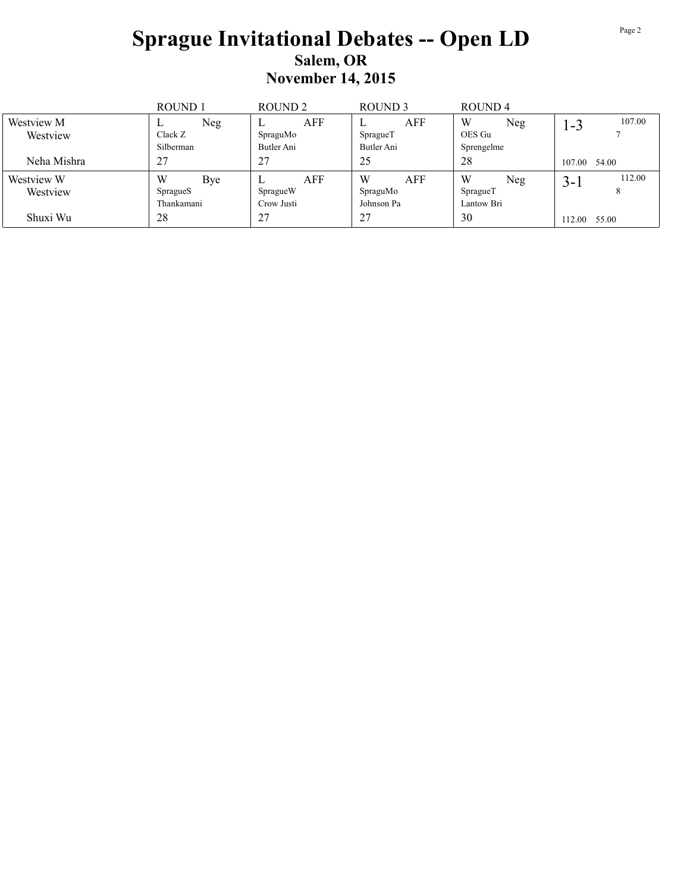# Sprague Invitational Debates -- Open LD

## Salem, OR

## November 14, 2015

| | ROUND 1 | ROUND 2 | ROUND 3 | ROUND 4 | |
|---|---|---|---|---|---|
| Westview M<br>Westview<br><br>Neha Mishra | L Neg<br>Clack Z<br>Silberman<br>27 | L AFF<br>SpraguMo<br>Butler Ani<br>27 | L AFF<br>SpragueT<br>Butler Ani<br>25 | W Neg<br>OES Gu<br>Sprengelme<br>28 | 1-3 107.00<br>7<br><br>107.00 54.00 |
| Westview W<br>Westview<br><br>Shuxi Wu | W Bye<br>SpragueS<br>Thankamani<br>28 | L AFF<br>SpragueW<br>Crow Justi<br>27 | W AFF<br>SpraguMo<br>Johnson Pa<br>27 | W Neg<br>SpragueT<br>Lantow Bri<br>30 | 3-1 112.00<br>8<br><br>112.00 55.00 |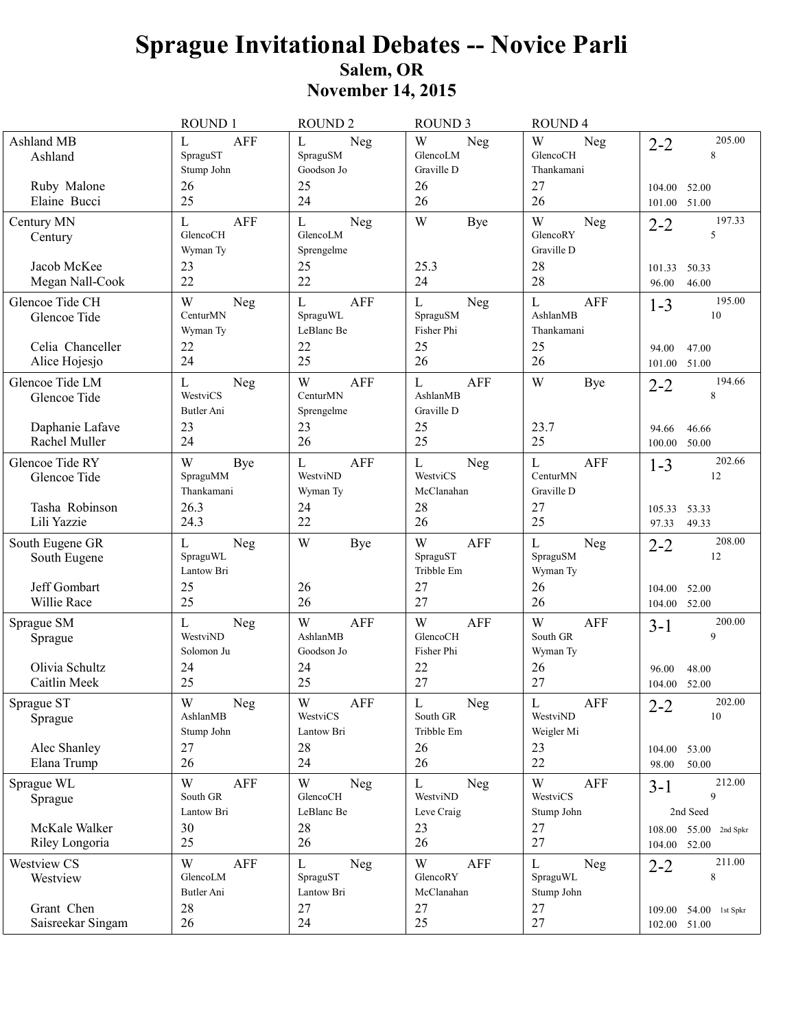# Sprague Invitational Debates -- Novice Parli

## Salem, OR

## November 14, 2015

| Team | ROUND 1 | ROUND 2 | ROUND 3 | ROUND 4 | Summary |
|---|---|---|---|---|---|
| Ashland MB<br>Ashland | L AFF<br>SpraguST<br>Stump John | L Neg<br>SpraguSM<br>Goodson Jo | W Neg<br>GlencoLM<br>Graville D | W Neg<br>GlencoCH<br>Thankamani | 2-2 205.00<br>8 |
| Ruby Malone | 26 | 25 | 26 | 27 | 104.00 52.00 |
| Elaine Bucci | 25 | 24 | 26 | 26 | 101.00 51.00 |
| Century MN<br>Century | L AFF<br>GlencoCH<br>Wyman Ty | L Neg<br>GlencoLM<br>Sprengelme | W Bye | W Neg<br>GlencoRY<br>Graville D | 2-2 197.33<br>5 |
| Jacob McKee | 23 | 25 | 25.3 | 28 | 101.33 50.33 |
| Megan Nall-Cook | 22 | 22 | 24 | 28 | 96.00 46.00 |
| Glencoe Tide CH<br>Glencoe Tide | W Neg<br>CenturMN<br>Wyman Ty | L AFF<br>SpraguWL<br>LeBlanc Be | L Neg<br>SpraguSM<br>Fisher Phi | L AFF<br>AshlanMB<br>Thankamani | 1-3 195.00<br>10 |
| Celia Chanceller | 22 | 22 | 25 | 25 | 94.00 47.00 |
| Alice Hojesjo | 24 | 25 | 26 | 26 | 101.00 51.00 |
| Glencoe Tide LM<br>Glencoe Tide | L Neg<br>WestviCS<br>Butler Ani | W AFF<br>CenturMN<br>Sprengelme | L AFF<br>AshlanMB<br>Graville D | W Bye | 2-2 194.66<br>8 |
| Daphanie Lafave | 23 | 23 | 25 | 23.7 | 94.66 46.66 |
| Rachel Muller | 24 | 26 | 25 | 25 | 100.00 50.00 |
| Glencoe Tide RY<br>Glencoe Tide | W Bye<br>SpraguMM<br>Thankamani | L AFF<br>WestviND<br>Wyman Ty | L Neg<br>WestviCS<br>McClanahan | L AFF<br>CenturMN<br>Graville D | 1-3 202.66<br>12 |
| Tasha Robinson | 26.3 | 24 | 28 | 27 | 105.33 53.33 |
| Lili Yazzie | 24.3 | 22 | 26 | 25 | 97.33 49.33 |
| South Eugene GR<br>South Eugene | L Neg<br>SpraguWL<br>Lantow Bri | W Bye | W AFF<br>SpraguST<br>Tribble Em | L Neg<br>SpraguSM<br>Wyman Ty | 2-2 208.00<br>12 |
| Jeff Gombart | 25 | 26 | 27 | 26 | 104.00 52.00 |
| Willie Race | 25 | 26 | 27 | 26 | 104.00 52.00 |
| Sprague SM<br>Sprague | L Neg<br>WestviND<br>Solomon Ju | W AFF<br>AshlanMB<br>Goodson Jo | W AFF<br>GlencoCH<br>Fisher Phi | W AFF<br>South GR<br>Wyman Ty | 3-1 200.00<br>9 |
| Olivia Schultz | 24 | 24 | 22 | 26 | 96.00 48.00 |
| Caitlin Meek | 25 | 25 | 27 | 27 | 104.00 52.00 |
| Sprague ST<br>Sprague | W Neg<br>AshlanMB<br>Stump John | W AFF<br>WestviCS<br>Lantow Bri | L Neg<br>South GR<br>Tribble Em | L AFF<br>WestviND<br>Weigler Mi | 2-2 202.00<br>10 |
| Alec Shanley | 27 | 28 | 26 | 23 | 104.00 53.00 |
| Elana Trump | 26 | 24 | 26 | 22 | 98.00 50.00 |
| Sprague WL<br>Sprague | W AFF<br>South GR<br>Lantow Bri | W Neg<br>GlencoCH<br>LeBlanc Be | L Neg<br>WestviND<br>Leve Craig | W AFF<br>WestviCS<br>Stump John | 3-1 212.00<br>9<br>2nd Seed |
| McKale Walker | 30 | 28 | 23 | 27 | 108.00 55.00 2nd Spkr |
| Riley Longoria | 25 | 26 | 26 | 27 | 104.00 52.00 |
| Westview CS<br>Westview | W AFF<br>GlencoLM<br>Butler Ani | L Neg<br>SpraguST<br>Lantow Bri | W AFF<br>GlencoRY<br>McClanahan | L Neg<br>SpraguWL<br>Stump John | 2-2 211.00<br>8 |
| Grant Chen | 28 | 27 | 27 | 27 | 109.00 54.00 1st Spkr |
| Saisreekar Singam | 26 | 24 | 25 | 27 | 102.00 51.00 |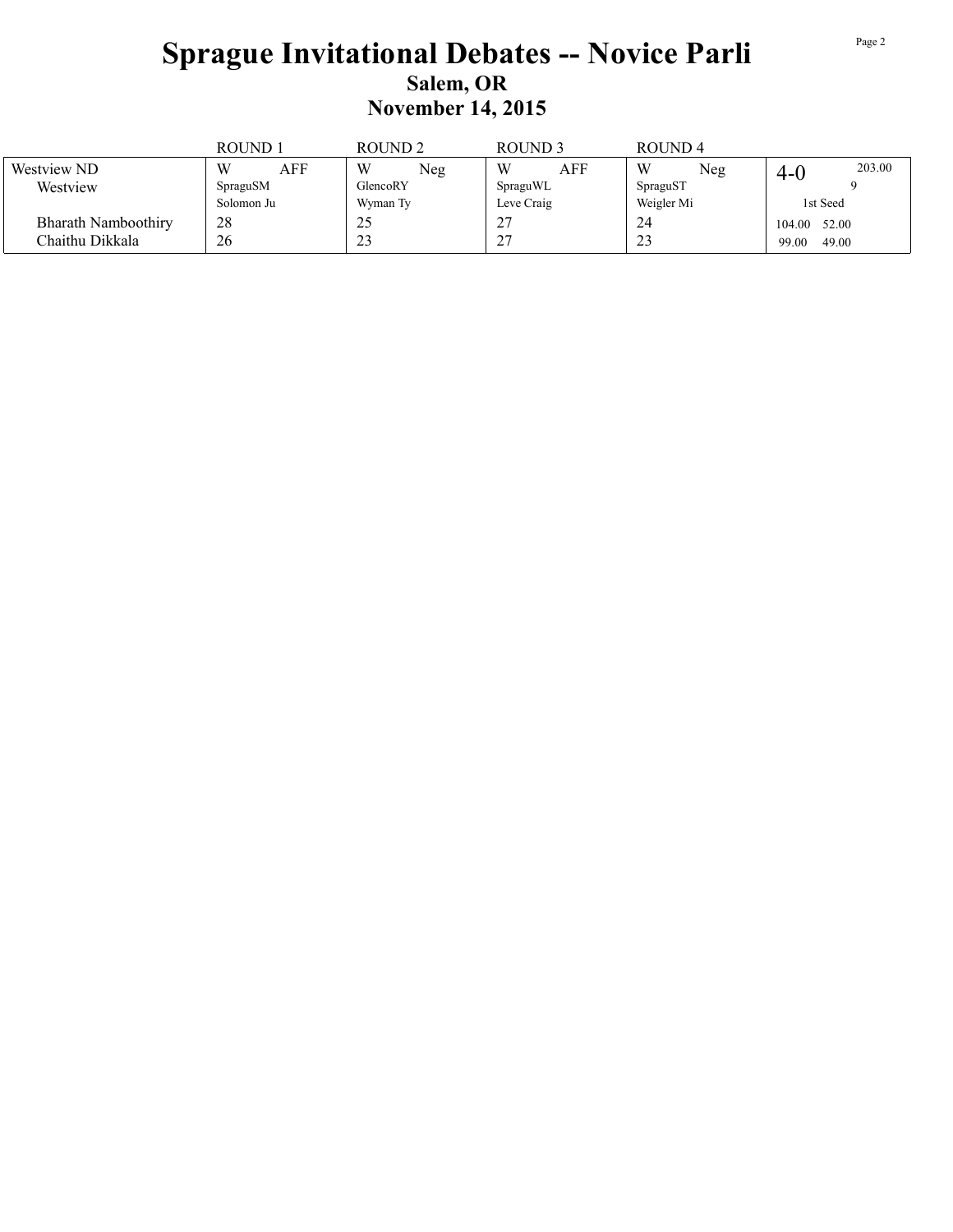# Sprague Invitational Debates -- Novice Parli

## Salem, OR

## November 14, 2015

| | ROUND 1 | ROUND 2 | ROUND 3 | ROUND 4 | |
|---|---|---|---|---|---|
| Westview ND<br>Westview | W AFF<br>SpraguSM<br>Solomon Ju | W Neg<br>GlencoRY<br>Wyman Ty | W AFF<br>SpraguWL<br>Leve Craig | W Neg<br>SpraguST<br>Weigler Mi | 4-0 203.00<br>9<br>1st Seed |
| Bharath Namboothiry | 28 | 25 | 27 | 24 | 104.00 52.00 |
| Chaithu Dikkala | 26 | 23 | 27 | 23 | 99.00 49.00 |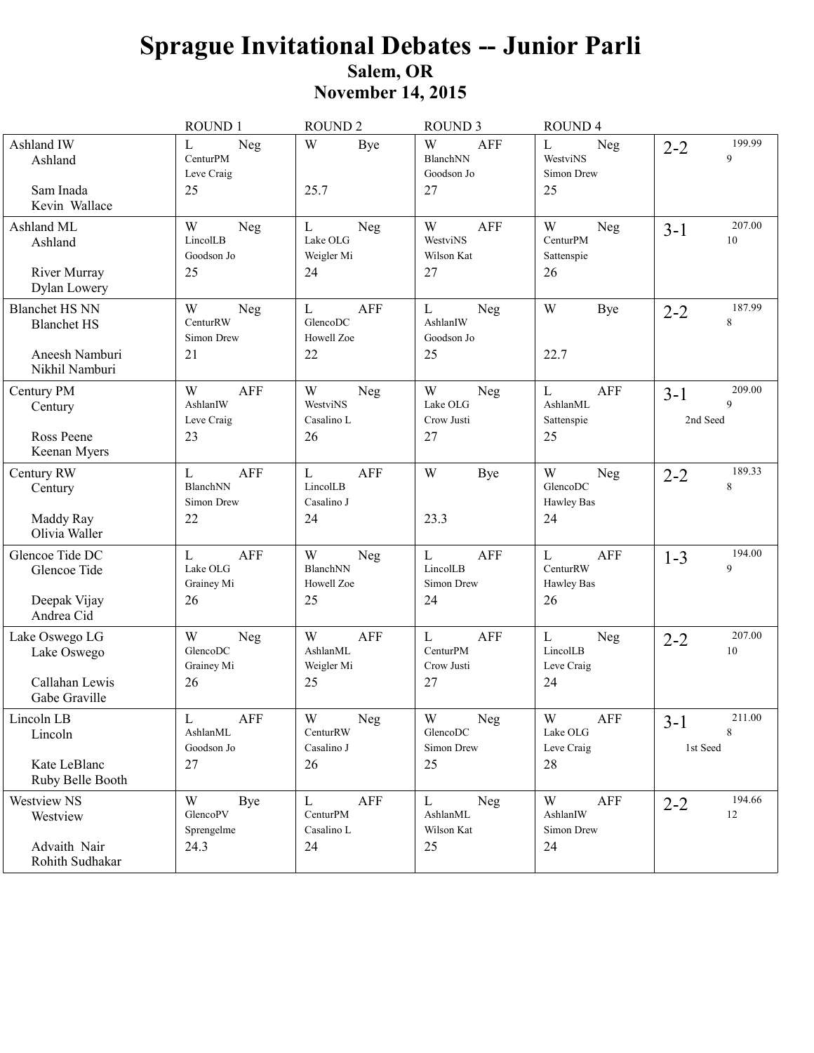# Sprague Invitational Debates -- Junior Parli

## Salem, OR

## November 14, 2015

| | ROUND 1 | ROUND 2 | ROUND 3 | ROUND 4 | |
|---|---|---|---|---|---|
| Ashland IW<br>Ashland<br><br>Sam Inada<br>Kevin Wallace | L Neg<br>CenturPM<br>Leve Craig<br>25 | W Bye<br><br><br>25.7 | W AFF<br>BlanchNN<br>Goodson Jo<br>27 | L Neg<br>WestviNS<br>Simon Drew<br>25 | 2-2 199.99<br>9 |
| Ashland ML<br>Ashland<br><br>River Murray<br>Dylan Lowery | W Neg<br>LincolLB<br>Goodson Jo<br>25 | L Neg<br>Lake OLG<br>Weigler Mi<br>24 | W AFF<br>WestviNS<br>Wilson Kat<br>27 | W Neg<br>CenturPM<br>Sattenspie<br>26 | 3-1 207.00<br>10 |
| Blanchet HS NN<br>Blanchet HS<br><br>Aneesh Namburi<br>Nikhil Namburi | W Neg<br>CenturRW<br>Simon Drew<br>21 | L AFF<br>GlencoDC<br>Howell Zoe<br>22 | L Neg<br>AshlanIW<br>Goodson Jo<br>25 | W Bye<br><br><br>22.7 | 2-2 187.99<br>8 |
| Century PM<br>Century<br><br>Ross Peene<br>Keenan Myers | W AFF<br>AshlanIW<br>Leve Craig<br>23 | W Neg<br>WestviNS<br>Casalino L<br>26 | W Neg<br>Lake OLG<br>Crow Justi<br>27 | L AFF<br>AshlanML<br>Sattenspie<br>25 | 3-1 209.00<br>9<br>2nd Seed |
| Century RW<br>Century<br><br>Maddy Ray<br>Olivia Waller | L AFF<br>BlanchNN<br>Simon Drew<br>22 | L AFF<br>LincolLB<br>Casalino J<br>24 | W Bye<br><br><br>23.3 | W Neg<br>GlencoDC<br>Hawley Bas<br>24 | 2-2 189.33<br>8 |
| Glencoe Tide DC<br>Glencoe Tide<br><br>Deepak Vijay<br>Andrea Cid | L AFF<br>Lake OLG<br>Grainey Mi<br>26 | W Neg<br>BlanchNN<br>Howell Zoe<br>25 | L AFF<br>LincolLB<br>Simon Drew<br>24 | L AFF<br>CenturRW<br>Hawley Bas<br>26 | 1-3 194.00<br>9 |
| Lake Oswego LG<br>Lake Oswego<br><br>Callahan Lewis<br>Gabe Graville | W Neg<br>GlencoDC<br>Grainey Mi<br>26 | W AFF<br>AshlanML<br>Weigler Mi<br>25 | L AFF<br>CenturPM<br>Crow Justi<br>27 | L Neg<br>LincolLB<br>Leve Craig<br>24 | 2-2 207.00<br>10 |
| Lincoln LB<br>Lincoln<br><br>Kate LeBlanc<br>Ruby Belle Booth | L AFF<br>AshlanML<br>Goodson Jo<br>27 | W Neg<br>CenturRW<br>Casalino J<br>26 | W Neg<br>GlencoDC<br>Simon Drew<br>25 | W AFF<br>Lake OLG<br>Leve Craig<br>28 | 3-1 211.00<br>8<br>1st Seed |
| Westview NS<br>Westview<br><br>Advaith Nair<br>Rohith Sudhakar | W Bye<br>GlencoPV<br>Sprengelme<br>24.3 | L AFF<br>CenturPM<br>Casalino L<br>24 | L Neg<br>AshlanML<br>Wilson Kat<br>25 | W AFF<br>AshlanIW<br>Simon Drew<br>24 | 2-2 194.66<br>12 |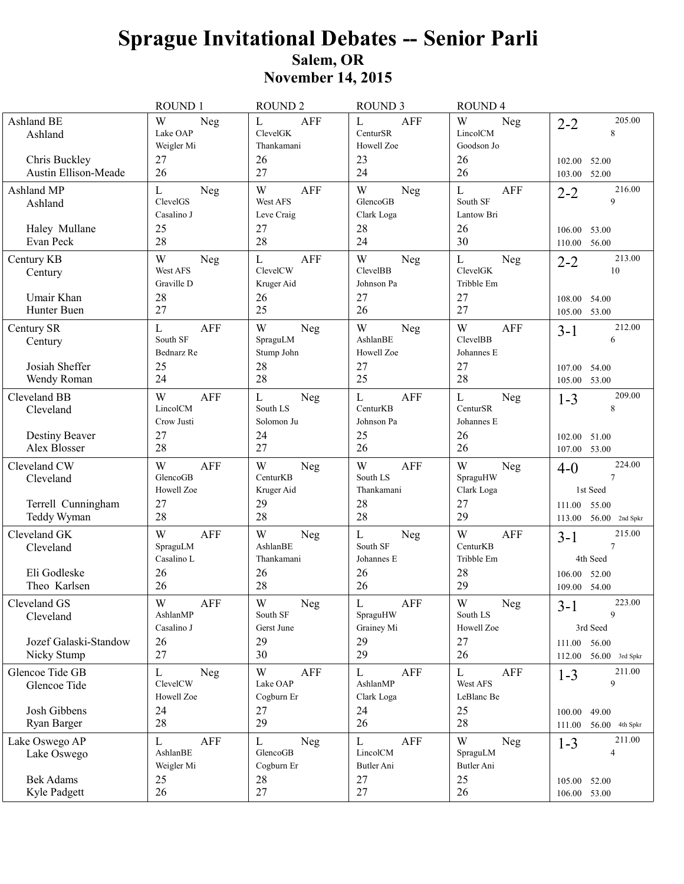# Sprague Invitational Debates -- Senior Parli

## Salem, OR

## November 14, 2015

| Team | ROUND 1 | ROUND 2 | ROUND 3 | ROUND 4 | Summary |
|---|---|---|---|---|---|
| Ashland BE<br>Ashland<br><br>Chris Buckley<br>Austin Ellison-Meade | W Neg<br>Lake OAP<br>Weigler Mi<br>27<br>26 | L AFF<br>ClevelGK<br>Thankamani<br>26<br>27 | L AFF<br>CenturSR<br>Howell Zoe<br>23<br>24 | W Neg<br>LincolCM<br>Goodson Jo<br>26<br>26 | 2-2 205.00<br>8<br><br>102.00 52.00<br>103.00 52.00 |
| Ashland MP<br>Ashland<br><br>Haley Mullane<br>Evan Peck | L Neg<br>ClevelGS<br>Casalino J<br>25<br>28 | W AFF<br>West AFS<br>Leve Craig<br>27<br>28 | W Neg<br>GlencoGB<br>Clark Loga<br>28<br>24 | L AFF<br>South SF<br>Lantow Bri<br>26<br>30 | 2-2 216.00<br>9<br><br>106.00 53.00<br>110.00 56.00 |
| Century KB<br>Century<br><br>Umair Khan<br>Hunter Buen | W Neg<br>West AFS<br>Graville D<br>28<br>27 | L AFF<br>ClevelCW<br>Kruger Aid<br>26<br>25 | W Neg<br>ClevelBB<br>Johnson Pa<br>27<br>26 | L Neg<br>ClevelGK<br>Tribble Em<br>27<br>27 | 2-2 213.00<br>10<br><br>108.00 54.00<br>105.00 53.00 |
| Century SR<br>Century<br><br>Josiah Sheffer<br>Wendy Roman | L AFF<br>South SF<br>Bednarz Re<br>25<br>24 | W Neg<br>SpraguLM<br>Stump John<br>28<br>28 | W Neg<br>AshlanBE<br>Howell Zoe<br>27<br>25 | W AFF<br>ClevelBB<br>Johannes E<br>27<br>28 | 3-1 212.00<br>6<br><br>107.00 54.00<br>105.00 53.00 |
| Cleveland BB<br>Cleveland<br><br>Destiny Beaver<br>Alex Blosser | W AFF<br>LincolCM<br>Crow Justi<br>27<br>28 | L Neg<br>South LS<br>Solomon Ju<br>24<br>27 | L AFF<br>CenturKB<br>Johnson Pa<br>25<br>26 | L Neg<br>CenturSR<br>Johannes E<br>26<br>26 | 1-3 209.00<br>8<br><br>102.00 51.00<br>107.00 53.00 |
| Cleveland CW<br>Cleveland<br><br>Terrell Cunningham<br>Teddy Wyman | W AFF<br>GlencoGB<br>Howell Zoe<br>27<br>28 | W Neg<br>CenturKB<br>Kruger Aid<br>29<br>28 | W AFF<br>South LS<br>Thankamani<br>28<br>28 | W Neg<br>SpraguHW<br>Clark Loga<br>27<br>29 | 4-0 224.00<br>7<br>1st Seed<br>111.00 55.00<br>113.00 56.00 2nd Spkr |
| Cleveland GK<br>Cleveland<br><br>Eli Godleske<br>Theo Karlsen | W AFF<br>SpraguLM<br>Casalino L<br>26<br>26 | W Neg<br>AshlanBE<br>Thankamani<br>26<br>28 | L Neg<br>South SF<br>Johannes E<br>26<br>26 | W AFF<br>CenturKB<br>Tribble Em<br>28<br>29 | 3-1 215.00<br>7<br>4th Seed<br>106.00 52.00<br>109.00 54.00 |
| Cleveland GS<br>Cleveland<br><br>Jozef Galaski-Standow<br>Nicky Stump | W AFF<br>AshlanMP<br>Casalino J<br>26<br>27 | W Neg<br>South SF<br>Gerst June<br>29<br>30 | L AFF<br>SpraguHW<br>Grainey Mi<br>29<br>29 | W Neg<br>South LS<br>Howell Zoe<br>27<br>26 | 3-1 223.00<br>9<br>3rd Seed<br>111.00 56.00<br>112.00 56.00 3rd Spkr |
| Glencoe Tide GB<br>Glencoe Tide<br><br>Josh Gibbens<br>Ryan Barger | L Neg<br>ClevelCW<br>Howell Zoe<br>24<br>28 | W AFF<br>Lake OAP<br>Cogburn Er<br>27<br>29 | L AFF<br>AshlanMP<br>Clark Loga<br>24<br>26 | L AFF<br>West AFS<br>LeBlanc Be<br>25<br>28 | 1-3 211.00<br>9<br><br>100.00 49.00<br>111.00 56.00 4th Spkr |
| Lake Oswego AP<br>Lake Oswego<br><br>Bek Adams<br>Kyle Padgett | L AFF<br>AshlanBE<br>Weigler Mi<br>25<br>26 | L Neg<br>GlencoGB<br>Cogburn Er<br>28<br>27 | L AFF<br>LincolCM<br>Butler Ani<br>27<br>27 | W Neg<br>SpraguLM<br>Butler Ani<br>25<br>26 | 1-3 211.00<br>4<br><br>105.00 52.00<br>106.00 53.00 |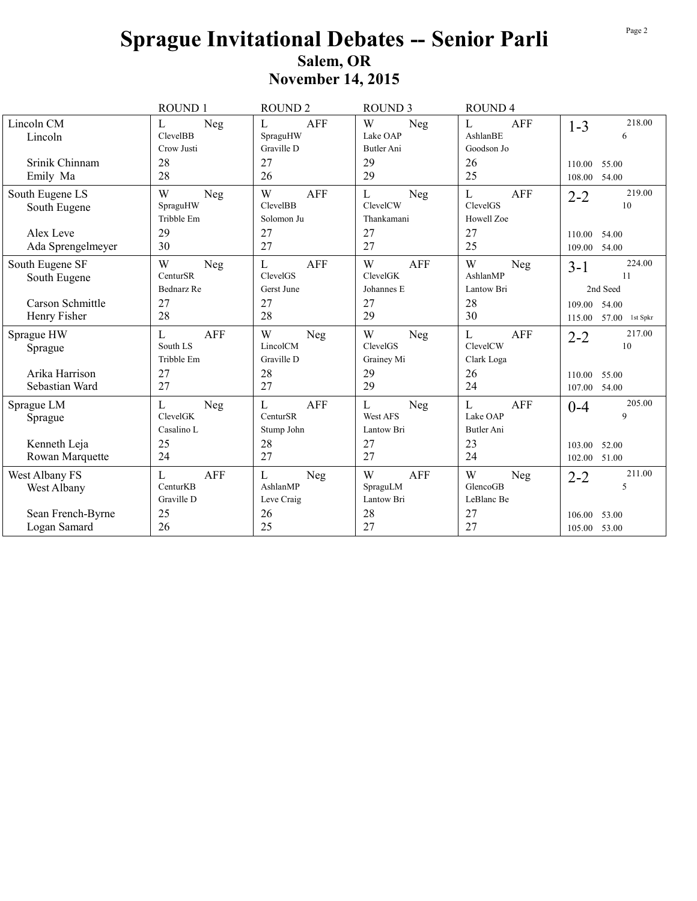# Sprague Invitational Debates -- Senior Parli

## Salem, OR

## November 14, 2015

| | ROUND 1 | ROUND 2 | ROUND 3 | ROUND 4 | |
|---|---|---|---|---|---|
| Lincoln CM<br>Lincoln | L Neg<br>ClevelBB<br>Crow Justi | L AFF<br>SpraguHW<br>Graville D | W Neg<br>Lake OAP<br>Butler Ani | L AFF<br>AshlanBE<br>Goodson Jo | 1-3 218.00<br>6 |
| Srinik Chinnam | 28 | 27 | 29 | 26 | 110.00 55.00 |
| Emily Ma | 28 | 26 | 29 | 25 | 108.00 54.00 |
| South Eugene LS<br>South Eugene | W Neg<br>SpraguHW<br>Tribble Em | W AFF<br>ClevelBB<br>Solomon Ju | L Neg<br>ClevelCW<br>Thankamani | L AFF<br>ClevelGS<br>Howell Zoe | 2-2 219.00<br>10 |
| Alex Leve | 29 | 27 | 27 | 27 | 110.00 54.00 |
| Ada Sprengelmeyer | 30 | 27 | 27 | 25 | 109.00 54.00 |
| South Eugene SF<br>South Eugene | W Neg<br>CenturSR<br>Bednarz Re | L AFF<br>ClevelGS<br>Gerst June | W AFF<br>ClevelGK<br>Johannes E | W Neg<br>AshlanMP<br>Lantow Bri | 3-1 224.00<br>11<br>2nd Seed |
| Carson Schmittle | 27 | 27 | 27 | 28 | 109.00 54.00 |
| Henry Fisher | 28 | 28 | 29 | 30 | 115.00 57.00 1st Spkr |
| Sprague HW<br>Sprague | L AFF<br>South LS<br>Tribble Em | W Neg<br>LincolCM<br>Graville D | W Neg<br>ClevelGS<br>Grainey Mi | L AFF<br>ClevelCW<br>Clark Loga | 2-2 217.00<br>10 |
| Arika Harrison | 27 | 28 | 29 | 26 | 110.00 55.00 |
| Sebastian Ward | 27 | 27 | 29 | 24 | 107.00 54.00 |
| Sprague LM<br>Sprague | L Neg<br>ClevelGK<br>Casalino L | L AFF<br>CenturSR<br>Stump John | L Neg<br>West AFS<br>Lantow Bri | L AFF<br>Lake OAP<br>Butler Ani | 0-4 205.00<br>9 |
| Kenneth Leja | 25 | 28 | 27 | 23 | 103.00 52.00 |
| Rowan Marquette | 24 | 27 | 27 | 24 | 102.00 51.00 |
| West Albany FS<br>West Albany | L AFF<br>CenturKB<br>Graville D | L Neg<br>AshlanMP<br>Leve Craig | W AFF<br>SpraguLM<br>Lantow Bri | W Neg<br>GlencoGB<br>LeBlanc Be | 2-2 211.00<br>5 |
| Sean French-Byrne | 25 | 26 | 28 | 27 | 106.00 53.00 |
| Logan Samard | 26 | 25 | 27 | 27 | 105.00 53.00 |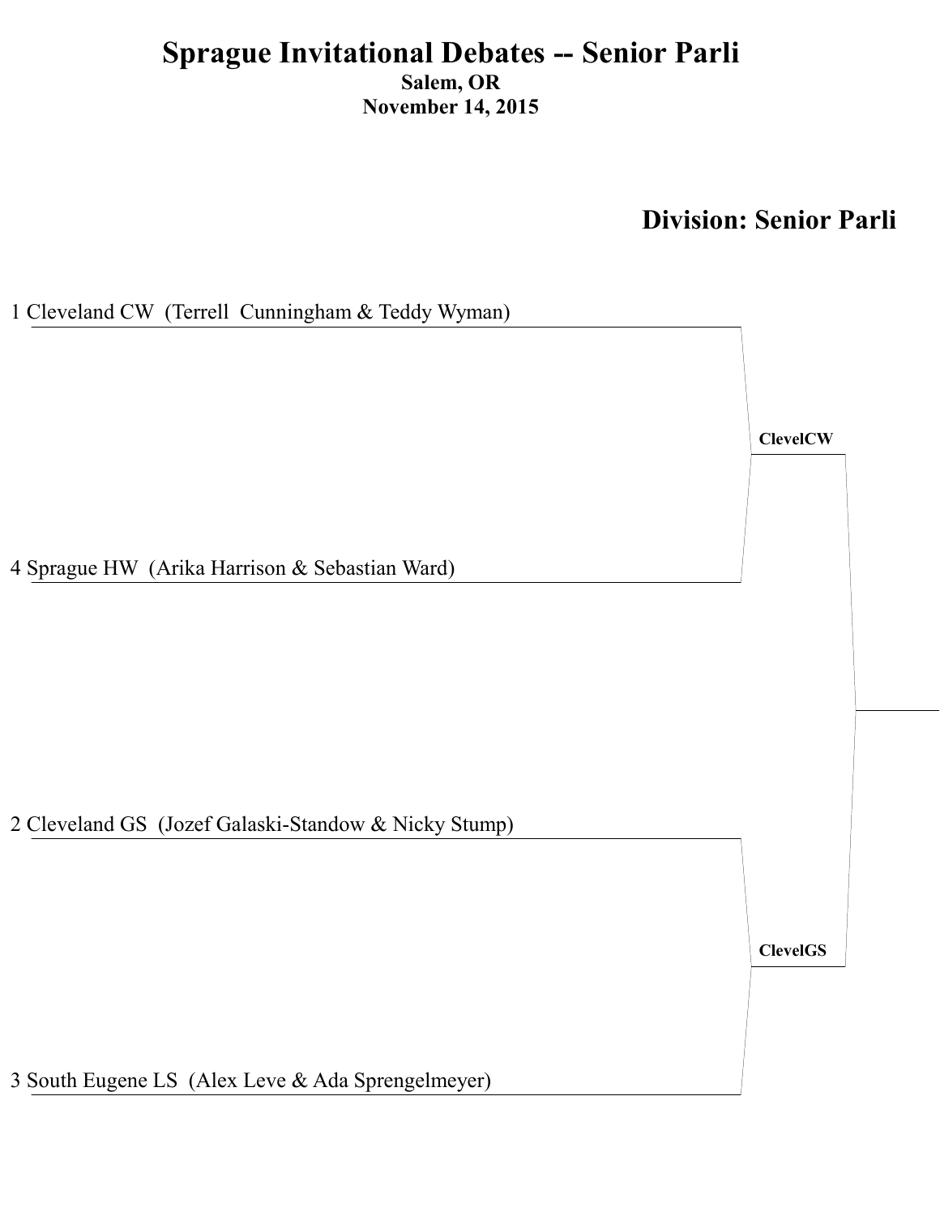# Sprague Invitational Debates -- Senior Parli

**Salem, OR**

**November 14, 2015**

## Division: Senior Parli

1 Cleveland CW (Terrell Cunningham & Teddy Wyman)

**ClevelCW**

4 Sprague HW (Arika Harrison & Sebastian Ward)

2 Cleveland GS (Jozef Galaski-Standow & Nicky Stump)

**ClevelGS**

3 South Eugene LS (Alex Leve & Ada Sprengelmeyer)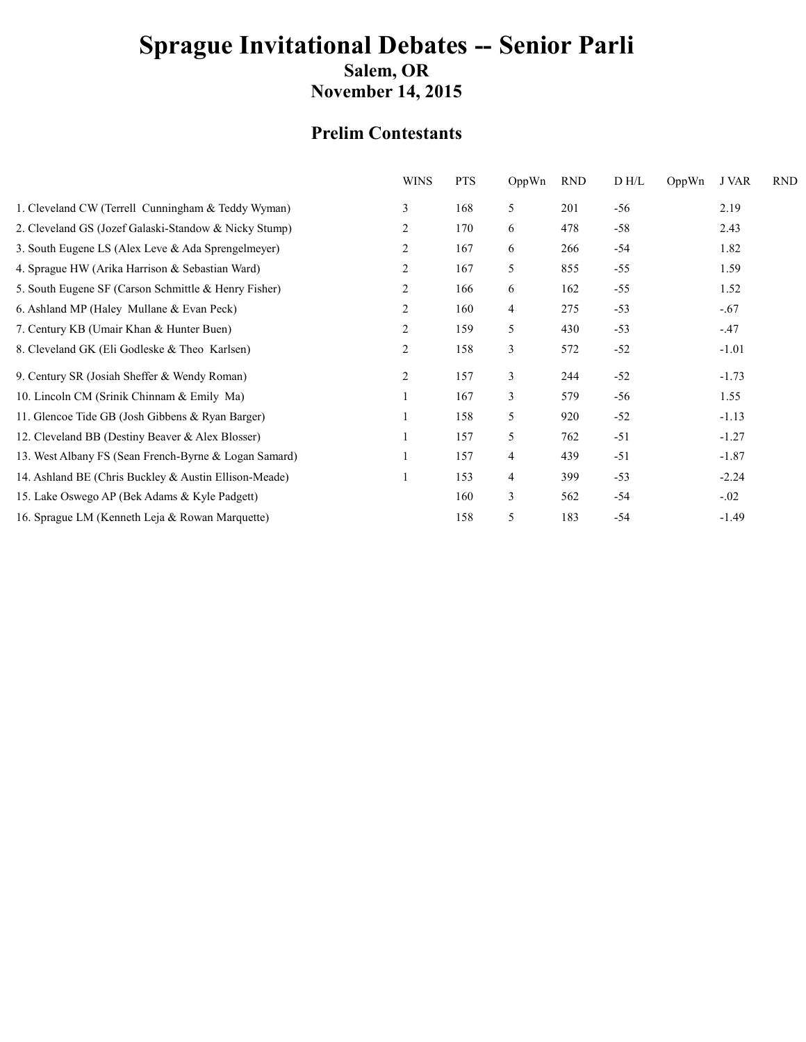# Sprague Invitational Debates -- Senior Parli

## Salem, OR

## November 14, 2015

### Prelim Contestants

| | WINS | PTS | OppWn | RND | D H/L | OppWn | J VAR | RND |
|---|---|---|---|---|---|---|---|---|
| 1. Cleveland CW (Terrell Cunningham & Teddy Wyman) | 3 | 168 | 5 | 201 | -56 | | 2.19 | |
| 2. Cleveland GS (Jozef Galaski-Standow & Nicky Stump) | 2 | 170 | 6 | 478 | -58 | | 2.43 | |
| 3. South Eugene LS (Alex Leve & Ada Sprengelmeyer) | 2 | 167 | 6 | 266 | -54 | | 1.82 | |
| 4. Sprague HW (Arika Harrison & Sebastian Ward) | 2 | 167 | 5 | 855 | -55 | | 1.59 | |
| 5. South Eugene SF (Carson Schmittle & Henry Fisher) | 2 | 166 | 6 | 162 | -55 | | 1.52 | |
| 6. Ashland MP (Haley Mullane & Evan Peck) | 2 | 160 | 4 | 275 | -53 | | -.67 | |
| 7. Century KB (Umair Khan & Hunter Buen) | 2 | 159 | 5 | 430 | -53 | | -.47 | |
| 8. Cleveland GK (Eli Godleske & Theo Karlsen) | 2 | 158 | 3 | 572 | -52 | | -1.01 | |
| 9. Century SR (Josiah Sheffer & Wendy Roman) | 2 | 157 | 3 | 244 | -52 | | -1.73 | |
| 10. Lincoln CM (Srinik Chinnam & Emily Ma) | 1 | 167 | 3 | 579 | -56 | | 1.55 | |
| 11. Glencoe Tide GB (Josh Gibbens & Ryan Barger) | 1 | 158 | 5 | 920 | -52 | | -1.13 | |
| 12. Cleveland BB (Destiny Beaver & Alex Blosser) | 1 | 157 | 5 | 762 | -51 | | -1.27 | |
| 13. West Albany FS (Sean French-Byrne & Logan Samard) | 1 | 157 | 4 | 439 | -51 | | -1.87 | |
| 14. Ashland BE (Chris Buckley & Austin Ellison-Meade) | 1 | 153 | 4 | 399 | -53 | | -2.24 | |
| 15. Lake Oswego AP (Bek Adams & Kyle Padgett) | | 160 | 3 | 562 | -54 | | -.02 | |
| 16. Sprague LM (Kenneth Leja & Rowan Marquette) | | 158 | 5 | 183 | -54 | | -1.49 | |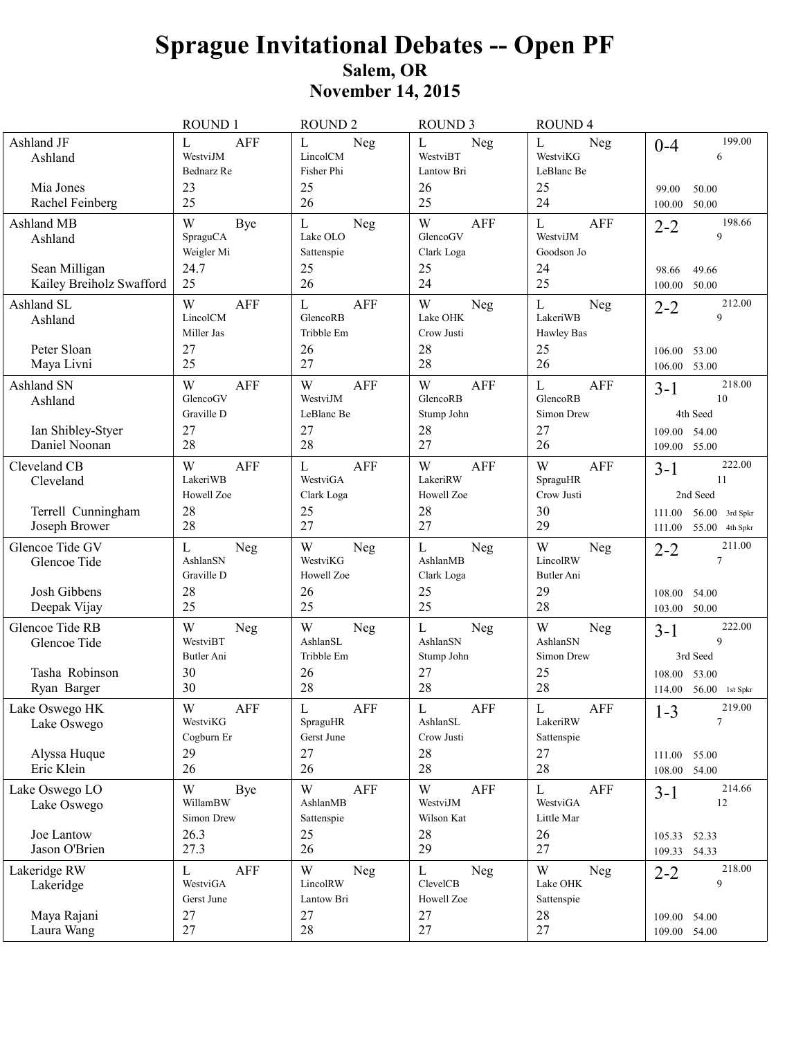# Sprague Invitational Debates -- Open PF

## Salem, OR

## November 14, 2015

| Team | ROUND 1 | ROUND 2 | ROUND 3 | ROUND 4 | Results |
|---|---|---|---|---|---|
| Ashland JF<br>Ashland<br><br>Mia Jones<br>Rachel Feinberg | L AFF<br>WestviJM<br>Bednarz Re<br>23<br>25 | L Neg<br>LincolCM<br>Fisher Phi<br>25<br>26 | L Neg<br>WestviBT<br>Lantow Bri<br>26<br>25 | L Neg<br>WestviKG<br>LeBlanc Be<br>25<br>24 | 0-4 199.00<br>6<br><br>99.00 50.00<br>100.00 50.00 |
| Ashland MB<br>Ashland<br><br>Sean Milligan<br>Kailey Breiholz Swafford | W Bye<br>SpraguCA<br>Weigler Mi<br>24.7<br>25 | L Neg<br>Lake OLO<br>Sattenspie<br>25<br>26 | W AFF<br>GlencoGV<br>Clark Loga<br>25<br>24 | L AFF<br>WestviJM<br>Goodson Jo<br>24<br>25 | 2-2 198.66<br>9<br><br>98.66 49.66<br>100.00 50.00 |
| Ashland SL<br>Ashland<br><br>Peter Sloan<br>Maya Livni | W AFF<br>LincolCM<br>Miller Jas<br>27<br>25 | L AFF<br>GlencoRB<br>Tribble Em<br>26<br>27 | W Neg<br>Lake OHK<br>Crow Justi<br>28<br>28 | L Neg<br>LakeriWB<br>Hawley Bas<br>25<br>26 | 2-2 212.00<br>9<br><br>106.00 53.00<br>106.00 53.00 |
| Ashland SN<br>Ashland<br><br>Ian Shibley-Styer<br>Daniel Noonan | W AFF<br>GlencoGV<br>Graville D<br>27<br>28 | W AFF<br>WestviJM<br>LeBlanc Be<br>27<br>28 | W AFF<br>GlencoRB<br>Stump John<br>28<br>27 | L AFF<br>GlencoRB<br>Simon Drew<br>27<br>26 | 3-1 218.00<br>10<br>4th Seed<br>109.00 54.00<br>109.00 55.00 |
| Cleveland CB<br>Cleveland<br><br>Terrell Cunningham<br>Joseph Brower | W AFF<br>LakeriWB<br>Howell Zoe<br>28<br>28 | L AFF<br>WestviGA<br>Clark Loga<br>25<br>27 | W AFF<br>LakeriRW<br>Howell Zoe<br>28<br>27 | W AFF<br>SpraguHR<br>Crow Justi<br>30<br>29 | 3-1 222.00<br>11<br>2nd Seed<br>111.00 56.00 3rd Spkr<br>111.00 55.00 4th Spkr |
| Glencoe Tide GV<br>Glencoe Tide<br><br>Josh Gibbens<br>Deepak Vijay | L Neg<br>AshlanSN<br>Graville D<br>28<br>25 | W Neg<br>WestviKG<br>Howell Zoe<br>26<br>25 | L Neg<br>AshlanMB<br>Clark Loga<br>25<br>25 | W Neg<br>LincolRW<br>Butler Ani<br>29<br>28 | 2-2 211.00<br>7<br><br>108.00 54.00<br>103.00 50.00 |
| Glencoe Tide RB<br>Glencoe Tide<br><br>Tasha Robinson<br>Ryan Barger | W Neg<br>WestviBT<br>Butler Ani<br>30<br>30 | W Neg<br>AshlanSL<br>Tribble Em<br>26<br>28 | L Neg<br>AshlanSN<br>Stump John<br>27<br>28 | W Neg<br>AshlanSN<br>Simon Drew<br>25<br>28 | 3-1 222.00<br>9<br>3rd Seed<br>108.00 53.00<br>114.00 56.00 1st Spkr |
| Lake Oswego HK<br>Lake Oswego<br><br>Alyssa Huque<br>Eric Klein | W AFF<br>WestviKG<br>Cogburn Er<br>29<br>26 | L AFF<br>SpraguHR<br>Gerst June<br>27<br>26 | L AFF<br>AshlanSL<br>Crow Justi<br>28<br>28 | L AFF<br>LakeriRW<br>Sattenspie<br>27<br>28 | 1-3 219.00<br>7<br><br>111.00 55.00<br>108.00 54.00 |
| Lake Oswego LO<br>Lake Oswego<br><br>Joe Lantow<br>Jason O'Brien | W Bye<br>WillamBW<br>Simon Drew<br>26.3<br>27.3 | W AFF<br>AshlanMB<br>Sattenspie<br>25<br>26 | W AFF<br>WestviJM<br>Wilson Kat<br>28<br>29 | L AFF<br>WestviGA<br>Little Mar<br>26<br>27 | 3-1 214.66<br>12<br><br>105.33 52.33<br>109.33 54.33 |
| Lakeridge RW<br>Lakeridge<br><br>Maya Rajani<br>Laura Wang | L AFF<br>WestviGA<br>Gerst June<br>27<br>27 | W Neg<br>LincolRW<br>Lantow Bri<br>27<br>28 | L Neg<br>ClevelCB<br>Howell Zoe<br>27<br>27 | W Neg<br>Lake OHK<br>Sattenspie<br>28<br>27 | 2-2 218.00<br>9<br><br>109.00 54.00<br>109.00 54.00 |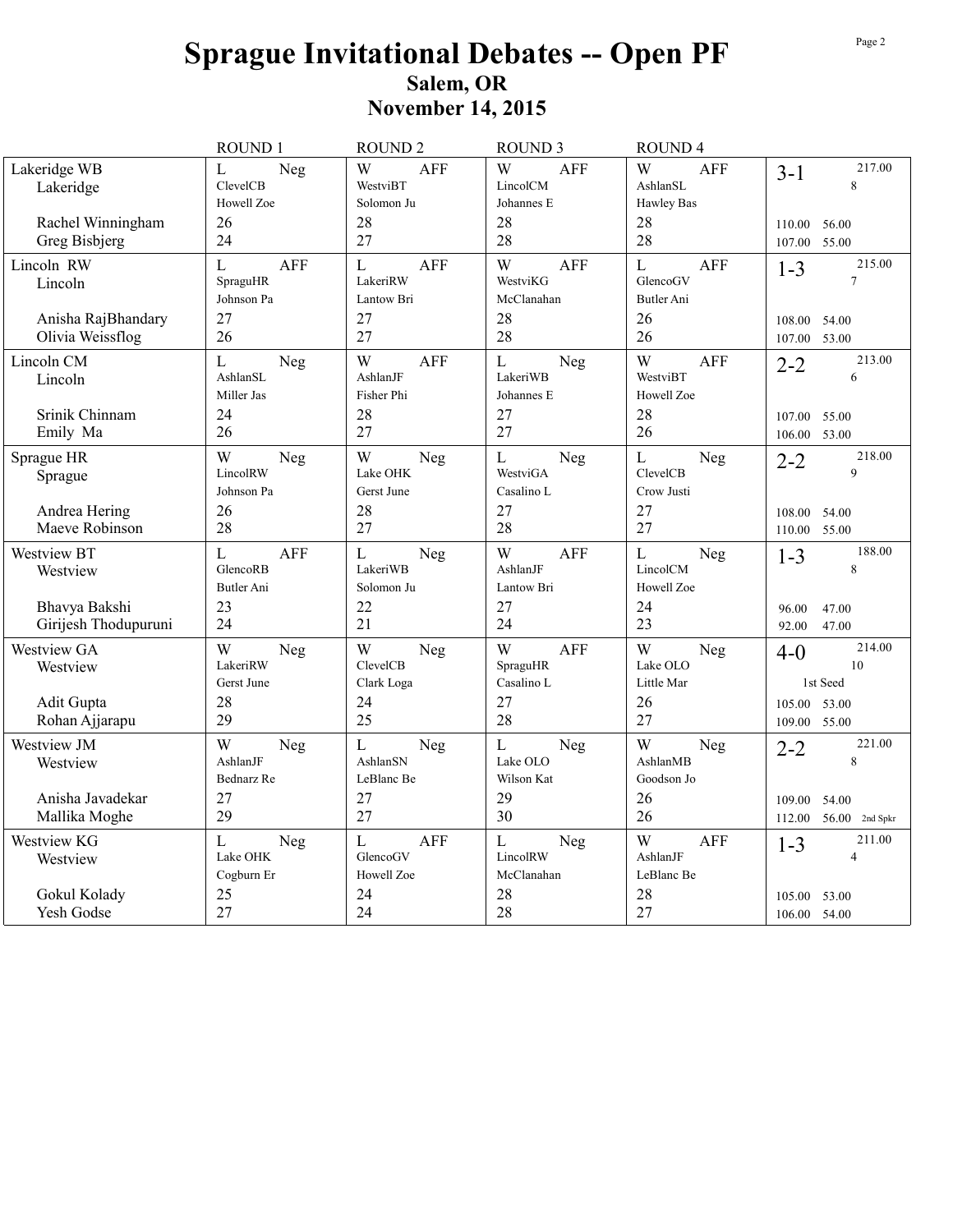# Sprague Invitational Debates -- Open PF

## Salem, OR

## November 14, 2015

| | ROUND 1 | ROUND 2 | ROUND 3 | ROUND 4 | |
|---|---|---|---|---|---|
| Lakeridge WB<br>Lakeridge | L Neg<br>ClevelCB<br>Howell Zoe | W AFF<br>WestviBT<br>Solomon Ju | W AFF<br>LincolCM<br>Johannes E | W AFF<br>AshlanSL<br>Hawley Bas | 3-1 217.00<br>8 |
| Rachel Winningham | 26 | 28 | 28 | 28 | 110.00 56.00 |
| Greg Bisbjerg | 24 | 27 | 28 | 28 | 107.00 55.00 |
| Lincoln RW<br>Lincoln | L AFF<br>SpraguHR<br>Johnson Pa | L AFF<br>LakeriRW<br>Lantow Bri | W AFF<br>WestviKG<br>McClanahan | L AFF<br>GlencoGV<br>Butler Ani | 1-3 215.00<br>7 |
| Anisha RajBhandary | 27 | 27 | 28 | 26 | 108.00 54.00 |
| Olivia Weissflog | 26 | 27 | 28 | 26 | 107.00 53.00 |
| Lincoln CM<br>Lincoln | L Neg<br>AshlanSL<br>Miller Jas | W AFF<br>AshlanJF<br>Fisher Phi | L Neg<br>LakeriWB<br>Johannes E | W AFF<br>WestviBT<br>Howell Zoe | 2-2 213.00<br>6 |
| Srinik Chinnam | 24 | 28 | 27 | 28 | 107.00 55.00 |
| Emily Ma | 26 | 27 | 27 | 26 | 106.00 53.00 |
| Sprague HR<br>Sprague | W Neg<br>LincolRW<br>Johnson Pa | W Neg<br>Lake OHK<br>Gerst June | L Neg<br>WestviGA<br>Casalino L | L Neg<br>ClevelCB<br>Crow Justi | 2-2 218.00<br>9 |
| Andrea Hering | 26 | 28 | 27 | 27 | 108.00 54.00 |
| Maeve Robinson | 28 | 27 | 28 | 27 | 110.00 55.00 |
| Westview BT<br>Westview | L AFF<br>GlencoRB<br>Butler Ani | L Neg<br>LakeriWB<br>Solomon Ju | W AFF<br>AshlanJF<br>Lantow Bri | L Neg<br>LincolCM<br>Howell Zoe | 1-3 188.00<br>8 |
| Bhavya Bakshi | 23 | 22 | 27 | 24 | 96.00 47.00 |
| Girijesh Thodupuruni | 24 | 21 | 24 | 23 | 92.00 47.00 |
| Westview GA<br>Westview | W Neg<br>LakeriRW<br>Gerst June | W Neg<br>ClevelCB<br>Clark Loga | W AFF<br>SpraguHR<br>Casalino L | W Neg<br>Lake OLO<br>Little Mar | 4-0 214.00<br>10<br>1st Seed |
| Adit Gupta | 28 | 24 | 27 | 26 | 105.00 53.00 |
| Rohan Ajjarapu | 29 | 25 | 28 | 27 | 109.00 55.00 |
| Westview JM<br>Westview | W Neg<br>AshlanJF<br>Bednarz Re | L Neg<br>AshlanSN<br>LeBlanc Be | L Neg<br>Lake OLO<br>Wilson Kat | W Neg<br>AshlanMB<br>Goodson Jo | 2-2 221.00<br>8 |
| Anisha Javadekar | 27 | 27 | 29 | 26 | 109.00 54.00 |
| Mallika Moghe | 29 | 27 | 30 | 26 | 112.00 56.00 2nd Spkr |
| Westview KG<br>Westview | L Neg<br>Lake OHK<br>Cogburn Er | L AFF<br>GlencoGV<br>Howell Zoe | L Neg<br>LincolRW<br>McClanahan | W AFF<br>AshlanJF<br>LeBlanc Be | 1-3 211.00<br>4 |
| Gokul Kolady | 25 | 24 | 28 | 28 | 105.00 53.00 |
| Yesh Godse | 27 | 24 | 28 | 27 | 106.00 54.00 |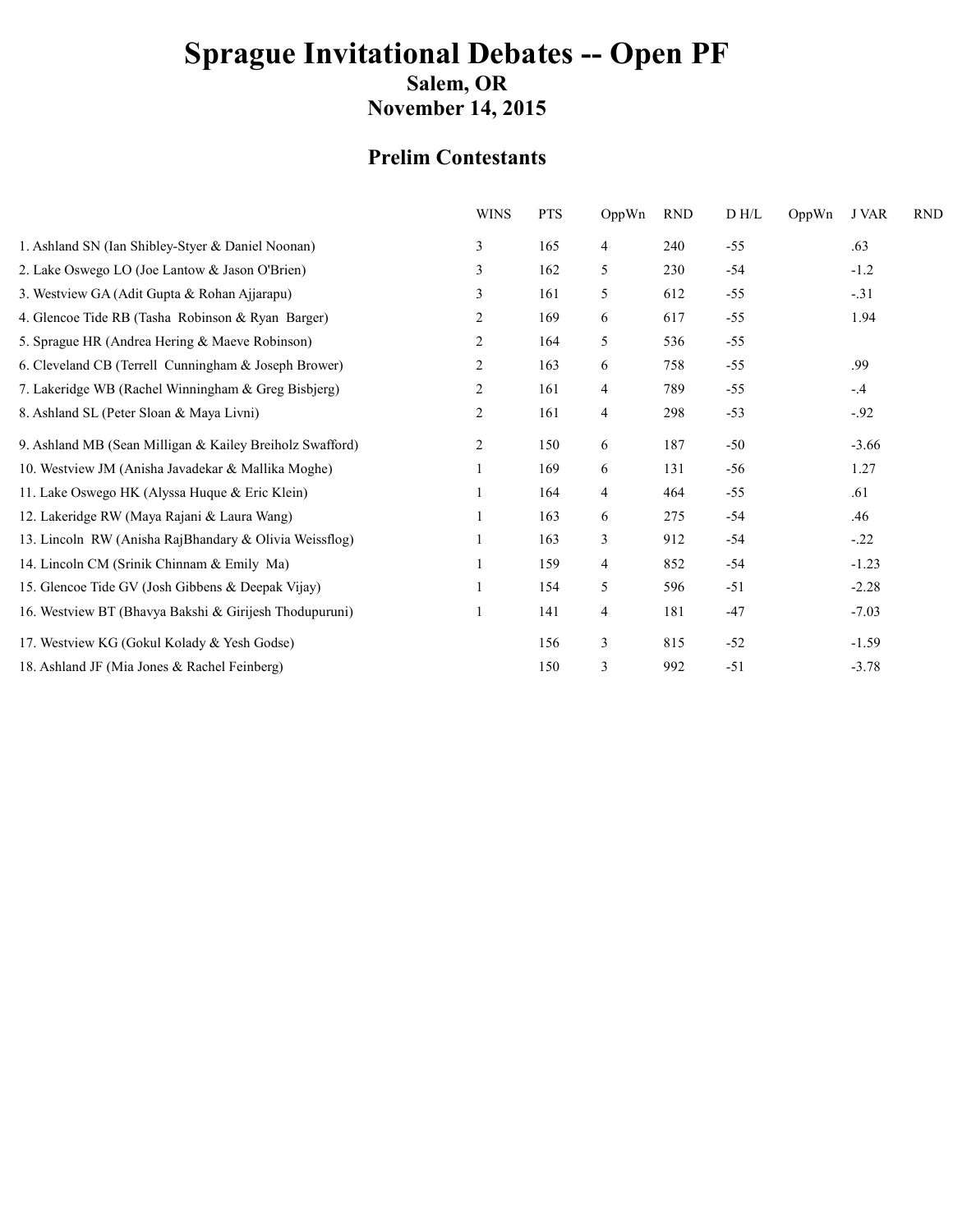# Sprague Invitational Debates -- Open PF

## Salem, OR

## November 14, 2015

## Prelim Contestants

| | WINS | PTS | OppWn | RND | D H/L | OppWn | J VAR | RND |
|---|---|---|---|---|---|---|---|---|
| 1. Ashland SN (Ian Shibley-Styer & Daniel Noonan) | 3 | 165 | 4 | 240 | -55 | | .63 | |
| 2. Lake Oswego LO (Joe Lantow & Jason O'Brien) | 3 | 162 | 5 | 230 | -54 | | -1.2 | |
| 3. Westview GA (Adit Gupta & Rohan Ajjarapu) | 3 | 161 | 5 | 612 | -55 | | -.31 | |
| 4. Glencoe Tide RB (Tasha Robinson & Ryan Barger) | 2 | 169 | 6 | 617 | -55 | | 1.94 | |
| 5. Sprague HR (Andrea Hering & Maeve Robinson) | 2 | 164 | 5 | 536 | -55 | | | |
| 6. Cleveland CB (Terrell Cunningham & Joseph Brower) | 2 | 163 | 6 | 758 | -55 | | .99 | |
| 7. Lakeridge WB (Rachel Winningham & Greg Bisbjerg) | 2 | 161 | 4 | 789 | -55 | | -.4 | |
| 8. Ashland SL (Peter Sloan & Maya Livni) | 2 | 161 | 4 | 298 | -53 | | -.92 | |
| 9. Ashland MB (Sean Milligan & Kailey Breiholz Swafford) | 2 | 150 | 6 | 187 | -50 | | -3.66 | |
| 10. Westview JM (Anisha Javadekar & Mallika Moghe) | 1 | 169 | 6 | 131 | -56 | | 1.27 | |
| 11. Lake Oswego HK (Alyssa Huque & Eric Klein) | 1 | 164 | 4 | 464 | -55 | | .61 | |
| 12. Lakeridge RW (Maya Rajani & Laura Wang) | 1 | 163 | 6 | 275 | -54 | | .46 | |
| 13. Lincoln RW (Anisha RajBhandary & Olivia Weissflog) | 1 | 163 | 3 | 912 | -54 | | -.22 | |
| 14. Lincoln CM (Srinik Chinnam & Emily Ma) | 1 | 159 | 4 | 852 | -54 | | -1.23 | |
| 15. Glencoe Tide GV (Josh Gibbens & Deepak Vijay) | 1 | 154 | 5 | 596 | -51 | | -2.28 | |
| 16. Westview BT (Bhavya Bakshi & Girijesh Thodupuruni) | 1 | 141 | 4 | 181 | -47 | | -7.03 | |
| 17. Westview KG (Gokul Kolady & Yesh Godse) | | 156 | 3 | 815 | -52 | | -1.59 | |
| 18. Ashland JF (Mia Jones & Rachel Feinberg) | | 150 | 3 | 992 | -51 | | -3.78 | |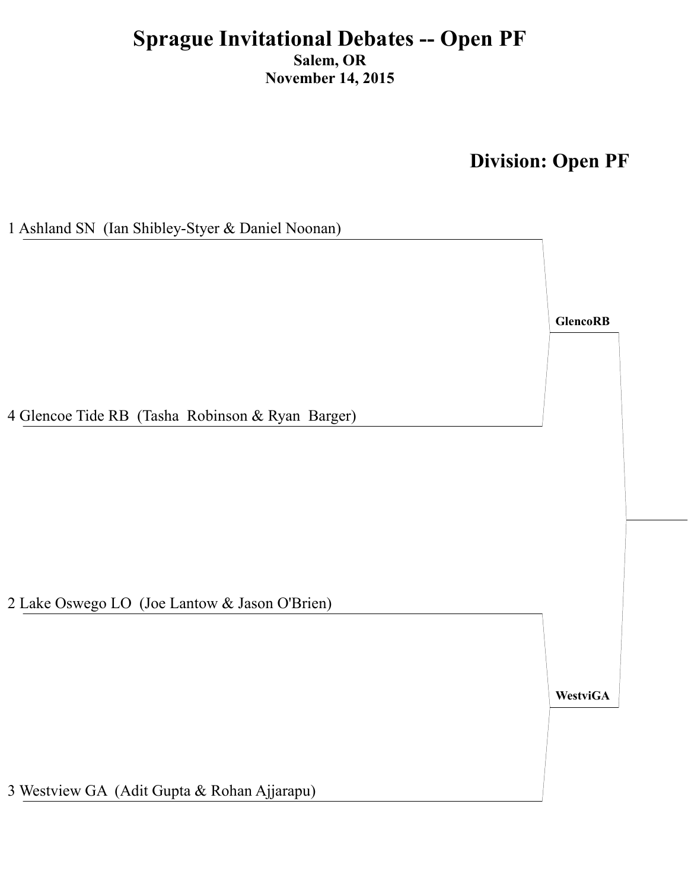# Sprague Invitational Debates -- Open PF

**Salem, OR**

**November 14, 2015**

## Division: Open PF

1 Ashland SN (Ian Shibley-Styer & Daniel Noonan)

4 Glencoe Tide RB (Tasha Robinson & Ryan Barger)

**GlencoRB**

2 Lake Oswego LO (Joe Lantow & Jason O'Brien)

3 Westview GA (Adit Gupta & Rohan Ajjarapu)

**WestviGA**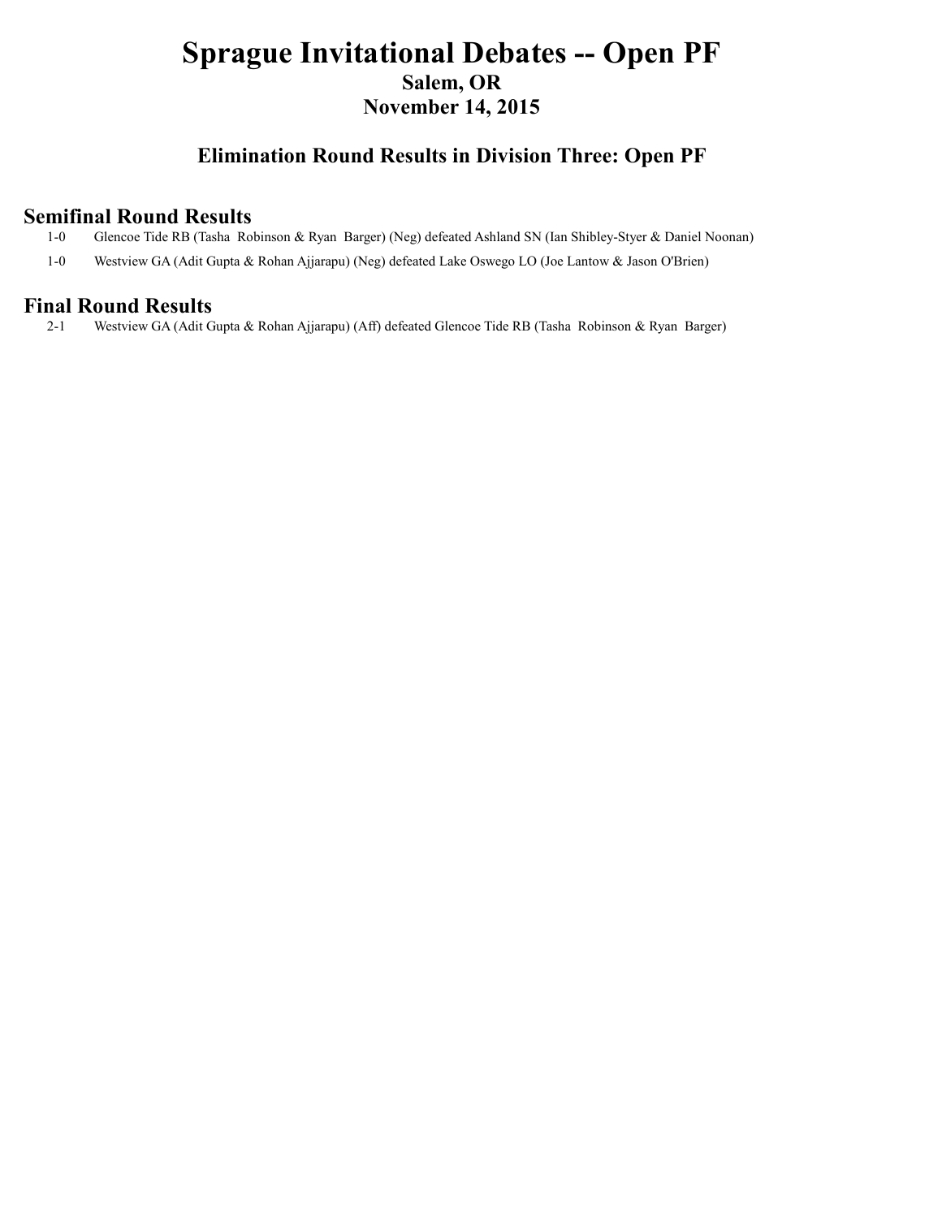# Sprague Invitational Debates -- Open PF

### Salem, OR

### November 14, 2015

## Elimination Round Results in Division Three: Open PF

## Semifinal Round Results

1-0 Glencoe Tide RB (Tasha Robinson & Ryan Barger) (Neg) defeated Ashland SN (Ian Shibley-Styer & Daniel Noonan)

1-0 Westview GA (Adit Gupta & Rohan Ajjarapu) (Neg) defeated Lake Oswego LO (Joe Lantow & Jason O'Brien)

## Final Round Results

2-1 Westview GA (Adit Gupta & Rohan Ajjarapu) (Aff) defeated Glencoe Tide RB (Tasha Robinson & Ryan Barger)